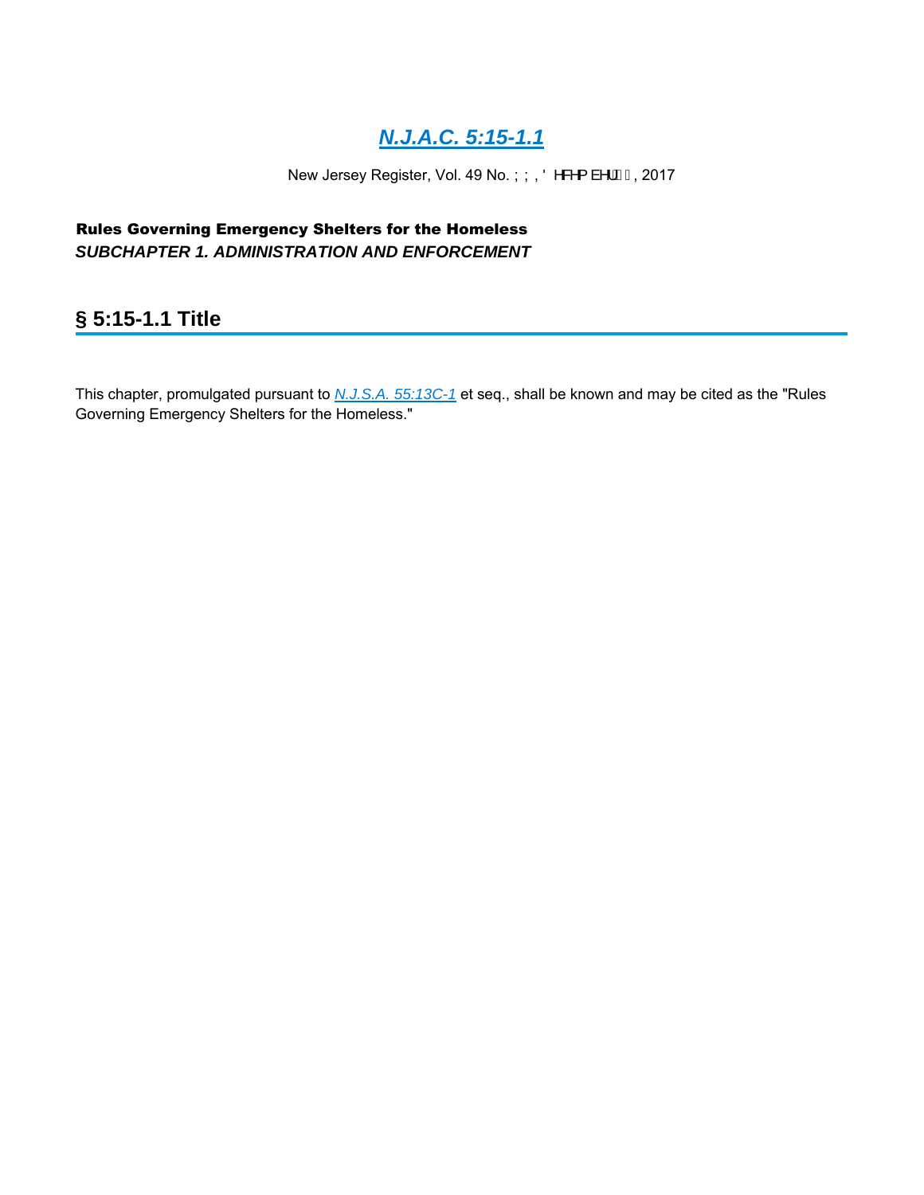# *N.J.A.C. 5:15-1.1*

New Jersey Register, Vol. 49 No. ; ; , ' HFHP EHU , 2017

**Rules Governing Emergency Shelters for the Homeless**

***SUBCHAPTER 1. ADMINISTRATION AND ENFORCEMENT***

## § 5:15-1.1 Title

This chapter, promulgated pursuant to *N.J.S.A. 55:13C-1* et seq., shall be known and may be cited as the "Rules Governing Emergency Shelters for the Homeless."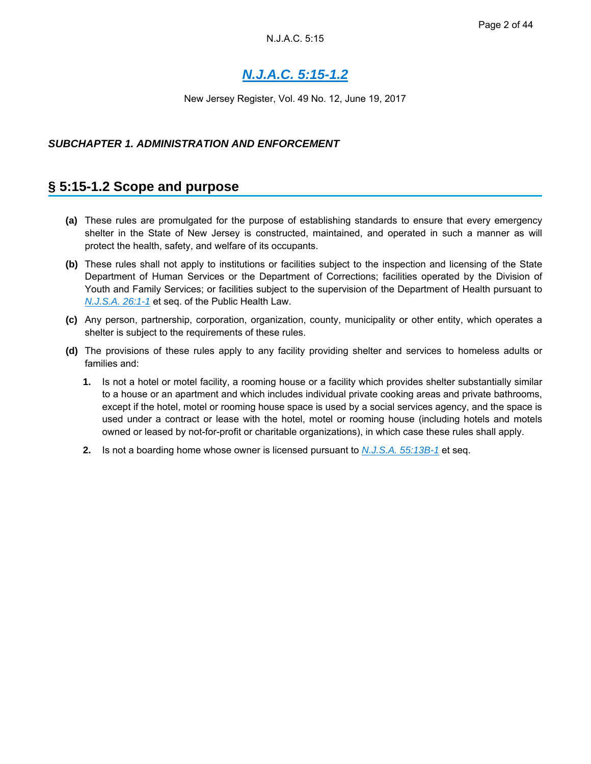# *N.J.A.C. 5:15-1.2*

New Jersey Register, Vol. 49 No. 12, June 19, 2017

***SUBCHAPTER 1. ADMINISTRATION AND ENFORCEMENT***

## § 5:15-1.2 Scope and purpose

**(a)** These rules are promulgated for the purpose of establishing standards to ensure that every emergency shelter in the State of New Jersey is constructed, maintained, and operated in such a manner as will protect the health, safety, and welfare of its occupants.

**(b)** These rules shall not apply to institutions or facilities subject to the inspection and licensing of the State Department of Human Services or the Department of Corrections; facilities operated by the Division of Youth and Family Services; or facilities subject to the supervision of the Department of Health pursuant to *N.J.S.A. 26:1-1* et seq. of the Public Health Law.

**(c)** Any person, partnership, corporation, organization, county, municipality or other entity, which operates a shelter is subject to the requirements of these rules.

**(d)** The provisions of these rules apply to any facility providing shelter and services to homeless adults or families and:

**1.** Is not a hotel or motel facility, a rooming house or a facility which provides shelter substantially similar to a house or an apartment and which includes individual private cooking areas and private bathrooms, except if the hotel, motel or rooming house space is used by a social services agency, and the space is used under a contract or lease with the hotel, motel or rooming house (including hotels and motels owned or leased by not-for-profit or charitable organizations), in which case these rules shall apply.

**2.** Is not a boarding home whose owner is licensed pursuant to *N.J.S.A. 55:13B-1* et seq.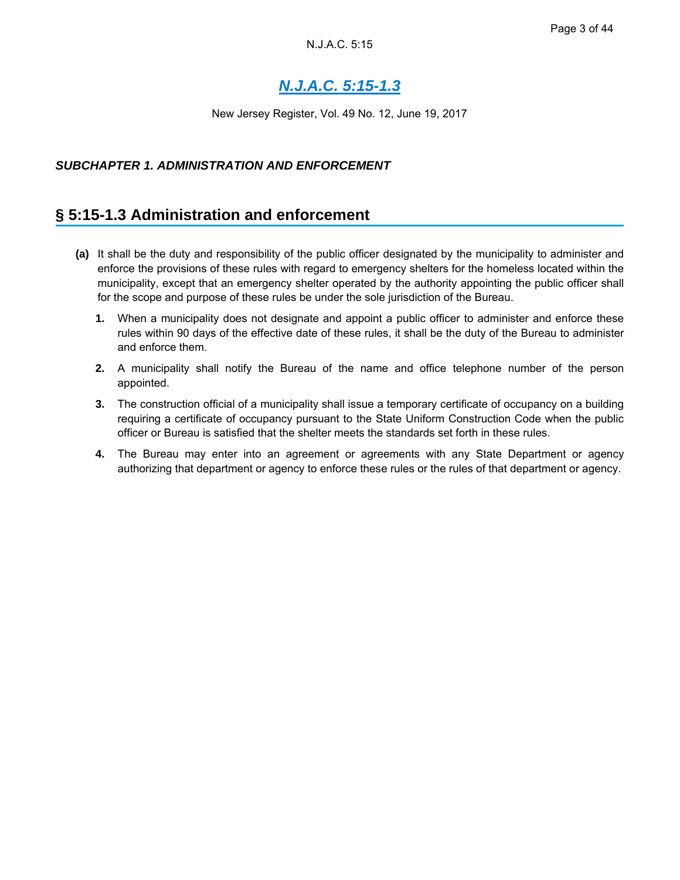# *N.J.A.C. 5:15-1.3*

New Jersey Register, Vol. 49 No. 12, June 19, 2017

***SUBCHAPTER 1. ADMINISTRATION AND ENFORCEMENT***

## § 5:15-1.3 Administration and enforcement

**(a)** It shall be the duty and responsibility of the public officer designated by the municipality to administer and enforce the provisions of these rules with regard to emergency shelters for the homeless located within the municipality, except that an emergency shelter operated by the authority appointing the public officer shall for the scope and purpose of these rules be under the sole jurisdiction of the Bureau.

**1.** When a municipality does not designate and appoint a public officer to administer and enforce these rules within 90 days of the effective date of these rules, it shall be the duty of the Bureau to administer and enforce them.

**2.** A municipality shall notify the Bureau of the name and office telephone number of the person appointed.

**3.** The construction official of a municipality shall issue a temporary certificate of occupancy on a building requiring a certificate of occupancy pursuant to the State Uniform Construction Code when the public officer or Bureau is satisfied that the shelter meets the standards set forth in these rules.

**4.** The Bureau may enter into an agreement or agreements with any State Department or agency authorizing that department or agency to enforce these rules or the rules of that department or agency.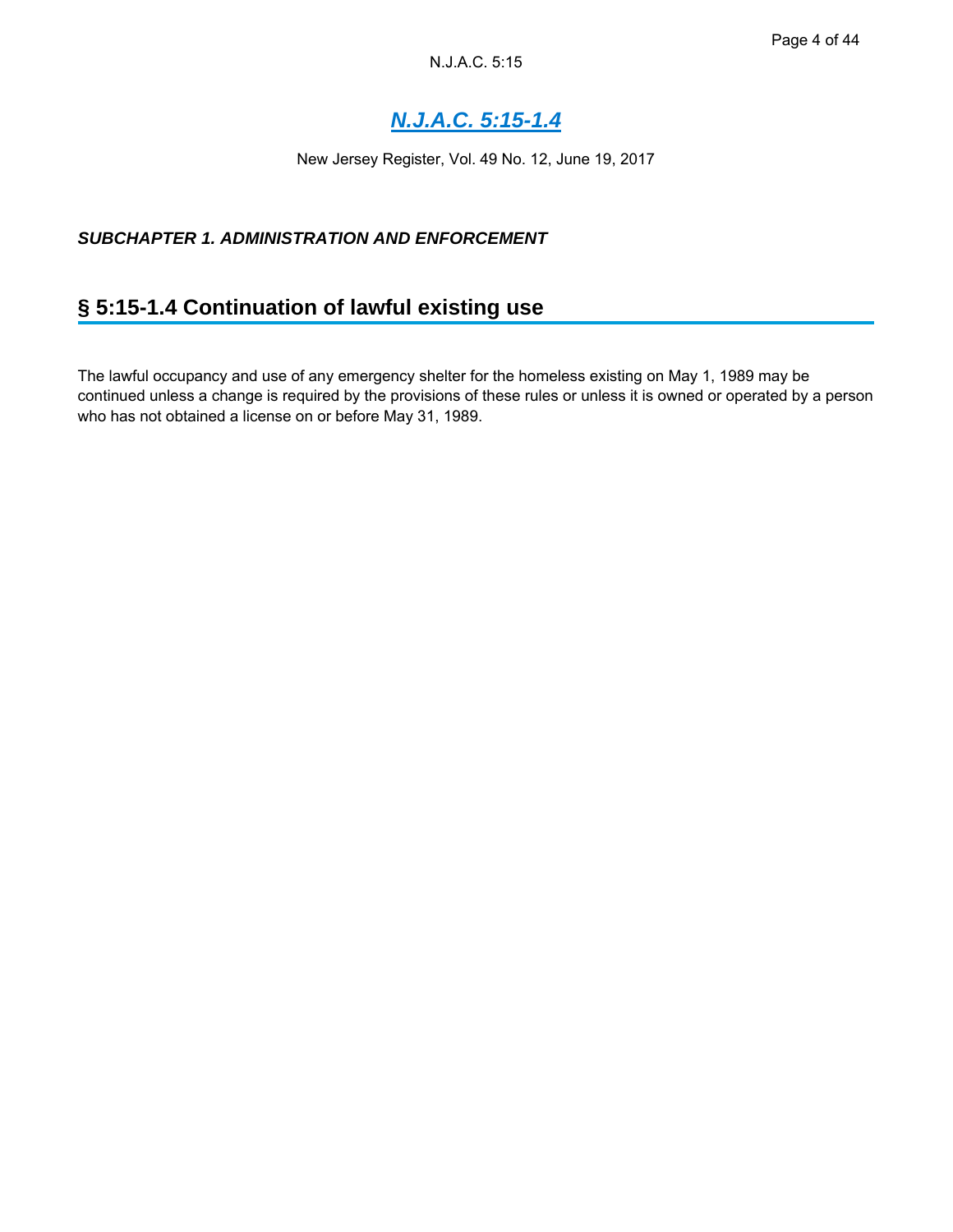# N.J.A.C. 5:15-1.4

New Jersey Register, Vol. 49 No. 12, June 19, 2017

***SUBCHAPTER 1. ADMINISTRATION AND ENFORCEMENT***

## § 5:15-1.4 Continuation of lawful existing use

The lawful occupancy and use of any emergency shelter for the homeless existing on May 1, 1989 may be continued unless a change is required by the provisions of these rules or unless it is owned or operated by a person who has not obtained a license on or before May 31, 1989.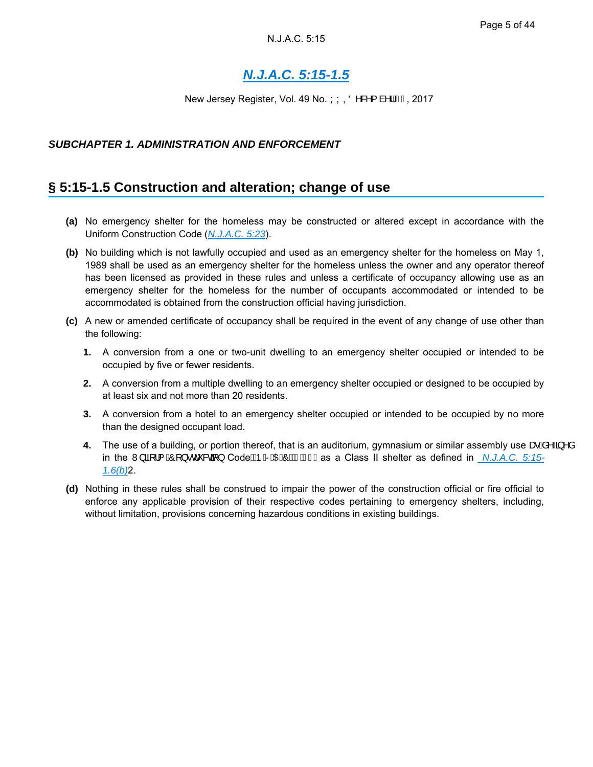# *N.J.A.C. 5:15-1.5*

New Jersey Register, Vol. 49 No. ; ; , ' HFHP EHU, 2017

***SUBCHAPTER 1. ADMINISTRATION AND ENFORCEMENT***

## § 5:15-1.5 Construction and alteration; change of use

**(a)** No emergency shelter for the homeless may be constructed or altered except in accordance with the Uniform Construction Code (*N.J.A.C. 5:23*).

**(b)** No building which is not lawfully occupied and used as an emergency shelter for the homeless on May 1, 1989 shall be used as an emergency shelter for the homeless unless the owner and any operator thereof has been licensed as provided in these rules and unless a certificate of occupancy allowing use as an emergency shelter for the homeless for the number of occupants accommodated or intended to be accommodated is obtained from the construction official having jurisdiction.

**(c)** A new or amended certificate of occupancy shall be required in the event of any change of use other than the following:

1. A conversion from a one or two-unit dwelling to an emergency shelter occupied or intended to be occupied by five or fewer residents.
2. A conversion from a multiple dwelling to an emergency shelter occupied or designed to be occupied by at least six and not more than 20 residents.
3. A conversion from a hotel to an emergency shelter occupied or intended to be occupied by no more than the designed occupant load.
4. The use of a building, or portion thereof, that is an auditorium, gymnasium or similar assembly use DV GHILQHG in the 8 QLIRUP &RQVWUXFWLRQ Code 1 - $ & as a Class II shelter as defined in *N.J.A.C. 5:15-1.6(b)*2.

**(d)** Nothing in these rules shall be construed to impair the power of the construction official or fire official to enforce any applicable provision of their respective codes pertaining to emergency shelters, including, without limitation, provisions concerning hazardous conditions in existing buildings.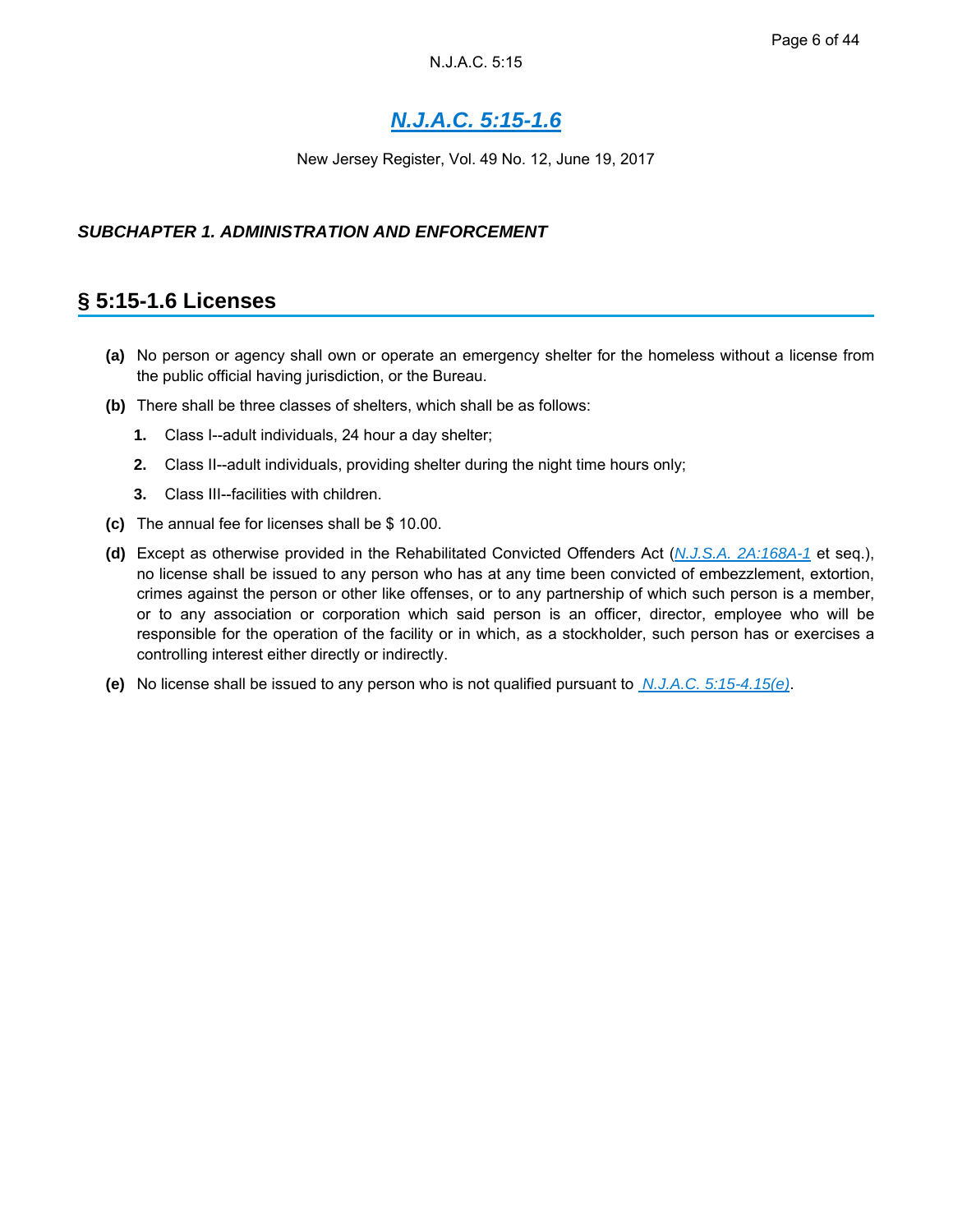# N.J.A.C. 5:15-1.6

New Jersey Register, Vol. 49 No. 12, June 19, 2017

***SUBCHAPTER 1. ADMINISTRATION AND ENFORCEMENT***

## § 5:15-1.6 Licenses

**(a)** No person or agency shall own or operate an emergency shelter for the homeless without a license from the public official having jurisdiction, or the Bureau.

**(b)** There shall be three classes of shelters, which shall be as follows:

1. Class I--adult individuals, 24 hour a day shelter;
2. Class II--adult individuals, providing shelter during the night time hours only;
3. Class III--facilities with children.

**(c)** The annual fee for licenses shall be $ 10.00.

**(d)** Except as otherwise provided in the Rehabilitated Convicted Offenders Act (*N.J.S.A. 2A:168A-1* et seq.), no license shall be issued to any person who has at any time been convicted of embezzlement, extortion, crimes against the person or other like offenses, or to any partnership of which such person is a member, or to any association or corporation which said person is an officer, director, employee who will be responsible for the operation of the facility or in which, as a stockholder, such person has or exercises a controlling interest either directly or indirectly.

**(e)** No license shall be issued to any person who is not qualified pursuant to *N.J.A.C. 5:15-4.15(e)*.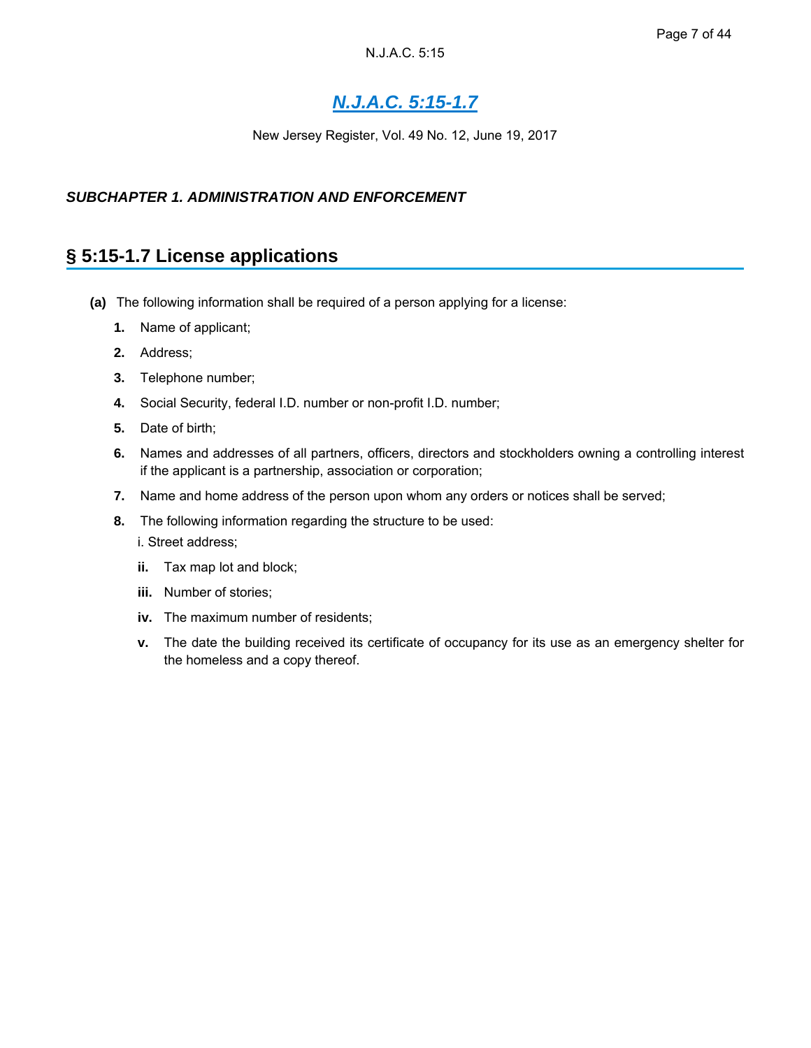# *N.J.A.C. 5:15-1.7*

New Jersey Register, Vol. 49 No. 12, June 19, 2017

***SUBCHAPTER 1. ADMINISTRATION AND ENFORCEMENT***

## § 5:15-1.7 License applications

**(a)** The following information shall be required of a person applying for a license:

**1.** Name of applicant;

**2.** Address;

**3.** Telephone number;

**4.** Social Security, federal I.D. number or non-profit I.D. number;

**5.** Date of birth;

**6.** Names and addresses of all partners, officers, directors and stockholders owning a controlling interest if the applicant is a partnership, association or corporation;

**7.** Name and home address of the person upon whom any orders or notices shall be served;

**8.** The following information regarding the structure to be used:

i. Street address;

**ii.** Tax map lot and block;

**iii.** Number of stories;

**iv.** The maximum number of residents;

**v.** The date the building received its certificate of occupancy for its use as an emergency shelter for the homeless and a copy thereof.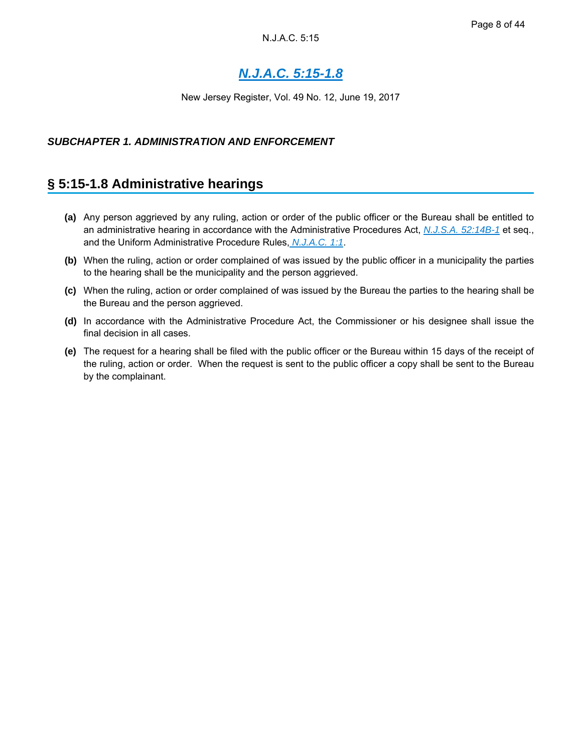## *N.J.A.C. 5:15-1.8*

New Jersey Register, Vol. 49 No. 12, June 19, 2017

***SUBCHAPTER 1. ADMINISTRATION AND ENFORCEMENT***

## § 5:15-1.8 Administrative hearings

**(a)** Any person aggrieved by any ruling, action or order of the public officer or the Bureau shall be entitled to an administrative hearing in accordance with the Administrative Procedures Act, *N.J.S.A. 52:14B-1* et seq., and the Uniform Administrative Procedure Rules, *N.J.A.C. 1:1*.

**(b)** When the ruling, action or order complained of was issued by the public officer in a municipality the parties to the hearing shall be the municipality and the person aggrieved.

**(c)** When the ruling, action or order complained of was issued by the Bureau the parties to the hearing shall be the Bureau and the person aggrieved.

**(d)** In accordance with the Administrative Procedure Act, the Commissioner or his designee shall issue the final decision in all cases.

**(e)** The request for a hearing shall be filed with the public officer or the Bureau within 15 days of the receipt of the ruling, action or order. When the request is sent to the public officer a copy shall be sent to the Bureau by the complainant.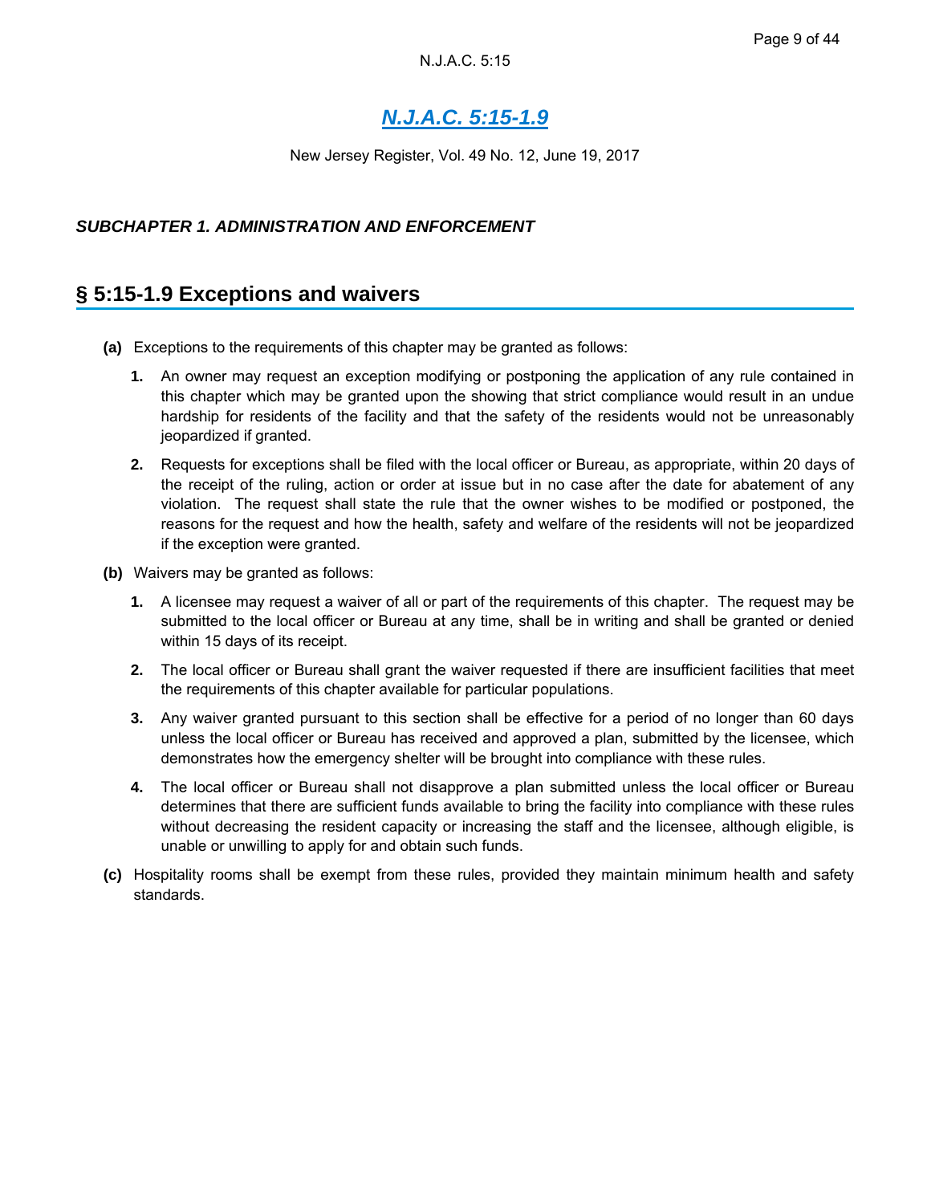# *N.J.A.C. 5:15-1.9*

New Jersey Register, Vol. 49 No. 12, June 19, 2017

***SUBCHAPTER 1. ADMINISTRATION AND ENFORCEMENT***

## § 5:15-1.9 Exceptions and waivers

**(a)** Exceptions to the requirements of this chapter may be granted as follows:

**1.** An owner may request an exception modifying or postponing the application of any rule contained in this chapter which may be granted upon the showing that strict compliance would result in an undue hardship for residents of the facility and that the safety of the residents would not be unreasonably jeopardized if granted.

**2.** Requests for exceptions shall be filed with the local officer or Bureau, as appropriate, within 20 days of the receipt of the ruling, action or order at issue but in no case after the date for abatement of any violation. The request shall state the rule that the owner wishes to be modified or postponed, the reasons for the request and how the health, safety and welfare of the residents will not be jeopardized if the exception were granted.

**(b)** Waivers may be granted as follows:

**1.** A licensee may request a waiver of all or part of the requirements of this chapter. The request may be submitted to the local officer or Bureau at any time, shall be in writing and shall be granted or denied within 15 days of its receipt.

**2.** The local officer or Bureau shall grant the waiver requested if there are insufficient facilities that meet the requirements of this chapter available for particular populations.

**3.** Any waiver granted pursuant to this section shall be effective for a period of no longer than 60 days unless the local officer or Bureau has received and approved a plan, submitted by the licensee, which demonstrates how the emergency shelter will be brought into compliance with these rules.

**4.** The local officer or Bureau shall not disapprove a plan submitted unless the local officer or Bureau determines that there are sufficient funds available to bring the facility into compliance with these rules without decreasing the resident capacity or increasing the staff and the licensee, although eligible, is unable or unwilling to apply for and obtain such funds.

**(c)** Hospitality rooms shall be exempt from these rules, provided they maintain minimum health and safety standards.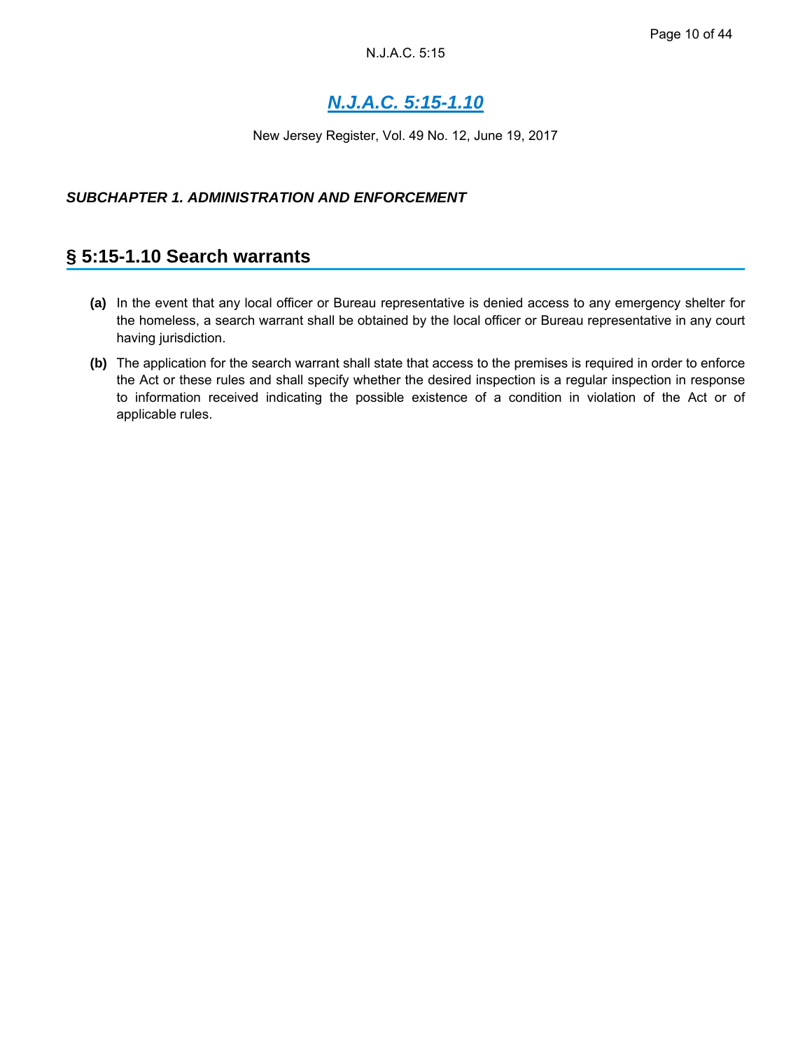# N.J.A.C. 5:15-1.10

New Jersey Register, Vol. 49 No. 12, June 19, 2017

***SUBCHAPTER 1. ADMINISTRATION AND ENFORCEMENT***

## § 5:15-1.10 Search warrants

**(a)** In the event that any local officer or Bureau representative is denied access to any emergency shelter for the homeless, a search warrant shall be obtained by the local officer or Bureau representative in any court having jurisdiction.

**(b)** The application for the search warrant shall state that access to the premises is required in order to enforce the Act or these rules and shall specify whether the desired inspection is a regular inspection in response to information received indicating the possible existence of a condition in violation of the Act or of applicable rules.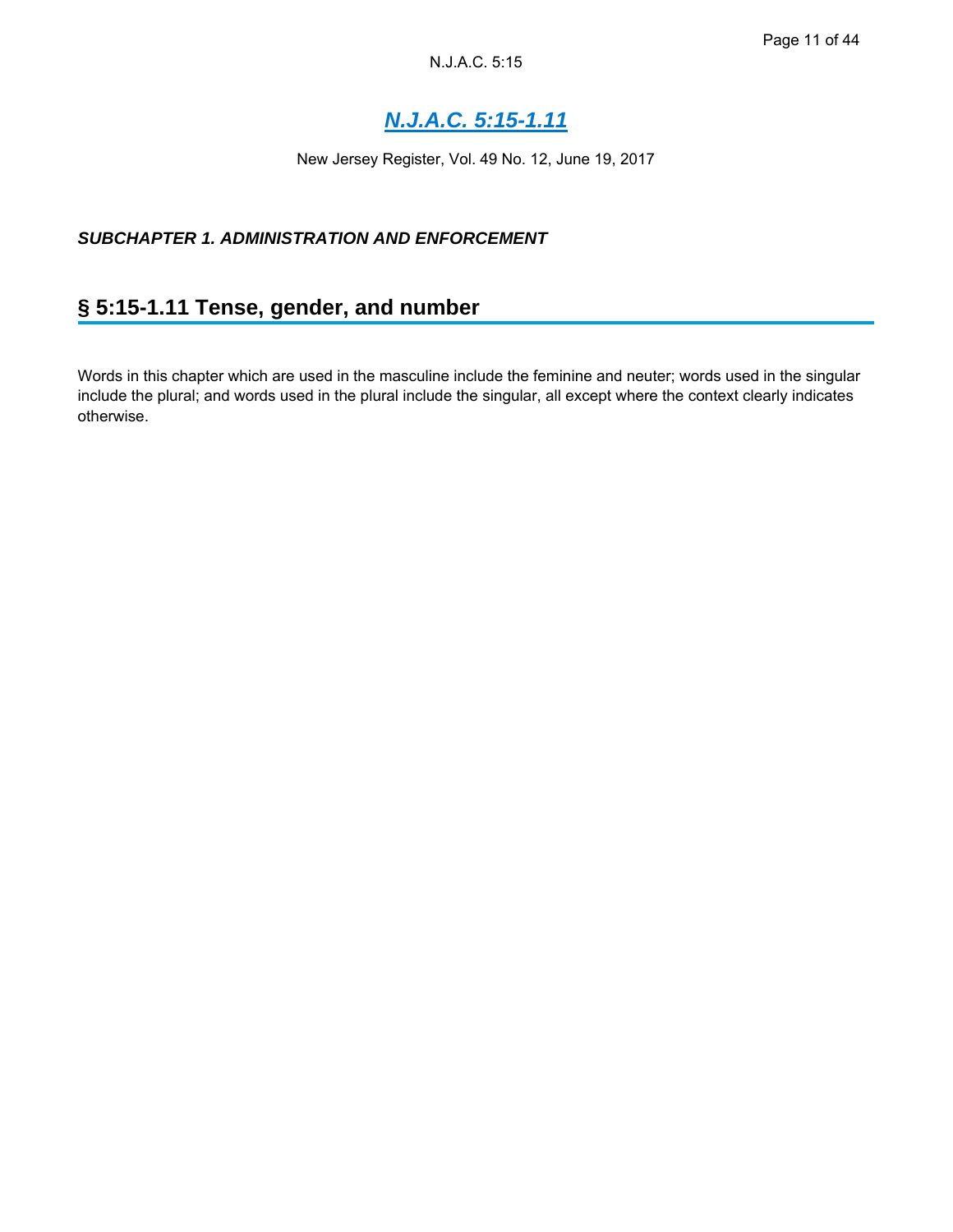# *N.J.A.C. 5:15-1.11*

New Jersey Register, Vol. 49 No. 12, June 19, 2017

***SUBCHAPTER 1. ADMINISTRATION AND ENFORCEMENT***

## § 5:15-1.11 Tense, gender, and number

Words in this chapter which are used in the masculine include the feminine and neuter; words used in the singular include the plural; and words used in the plural include the singular, all except where the context clearly indicates otherwise.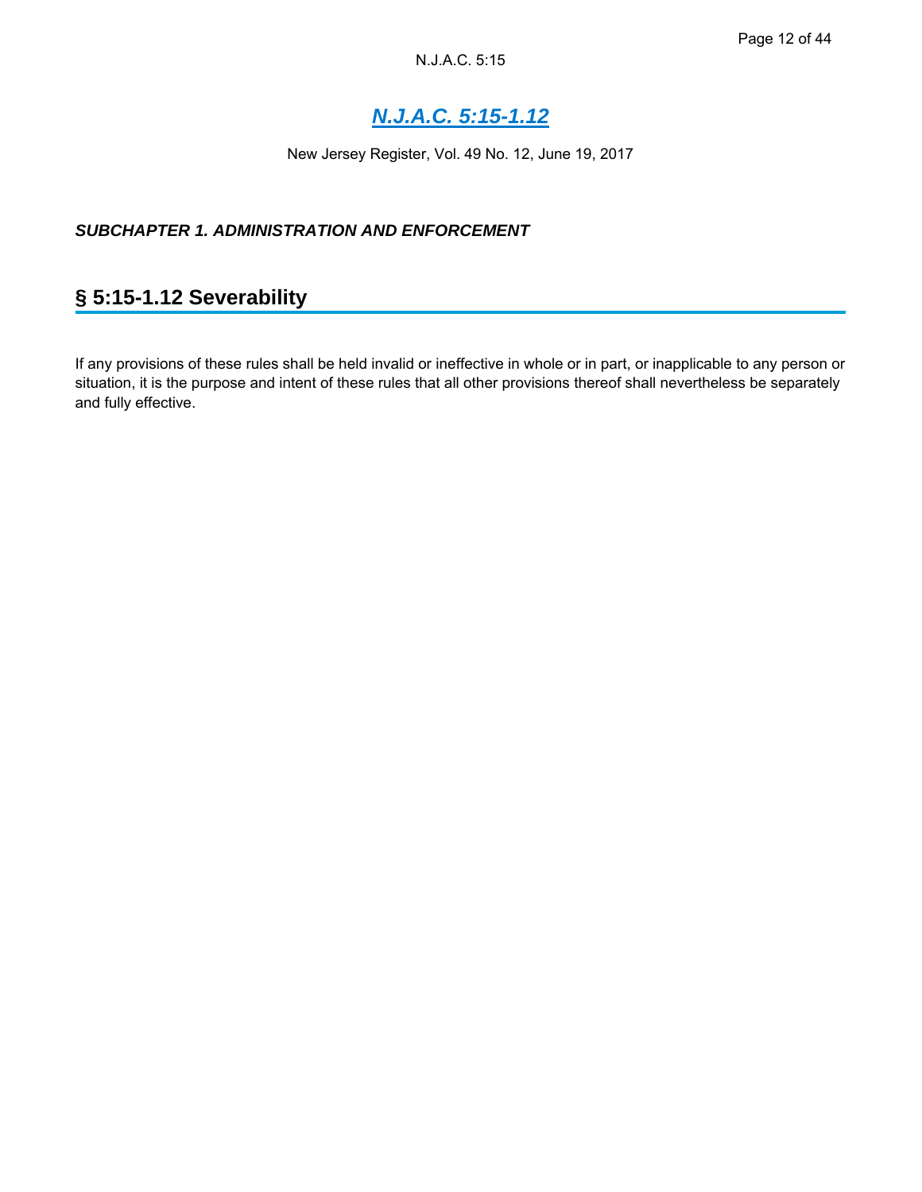# *N.J.A.C. 5:15-1.12*

New Jersey Register, Vol. 49 No. 12, June 19, 2017

***SUBCHAPTER 1. ADMINISTRATION AND ENFORCEMENT***

## § 5:15-1.12 Severability

If any provisions of these rules shall be held invalid or ineffective in whole or in part, or inapplicable to any person or situation, it is the purpose and intent of these rules that all other provisions thereof shall nevertheless be separately and fully effective.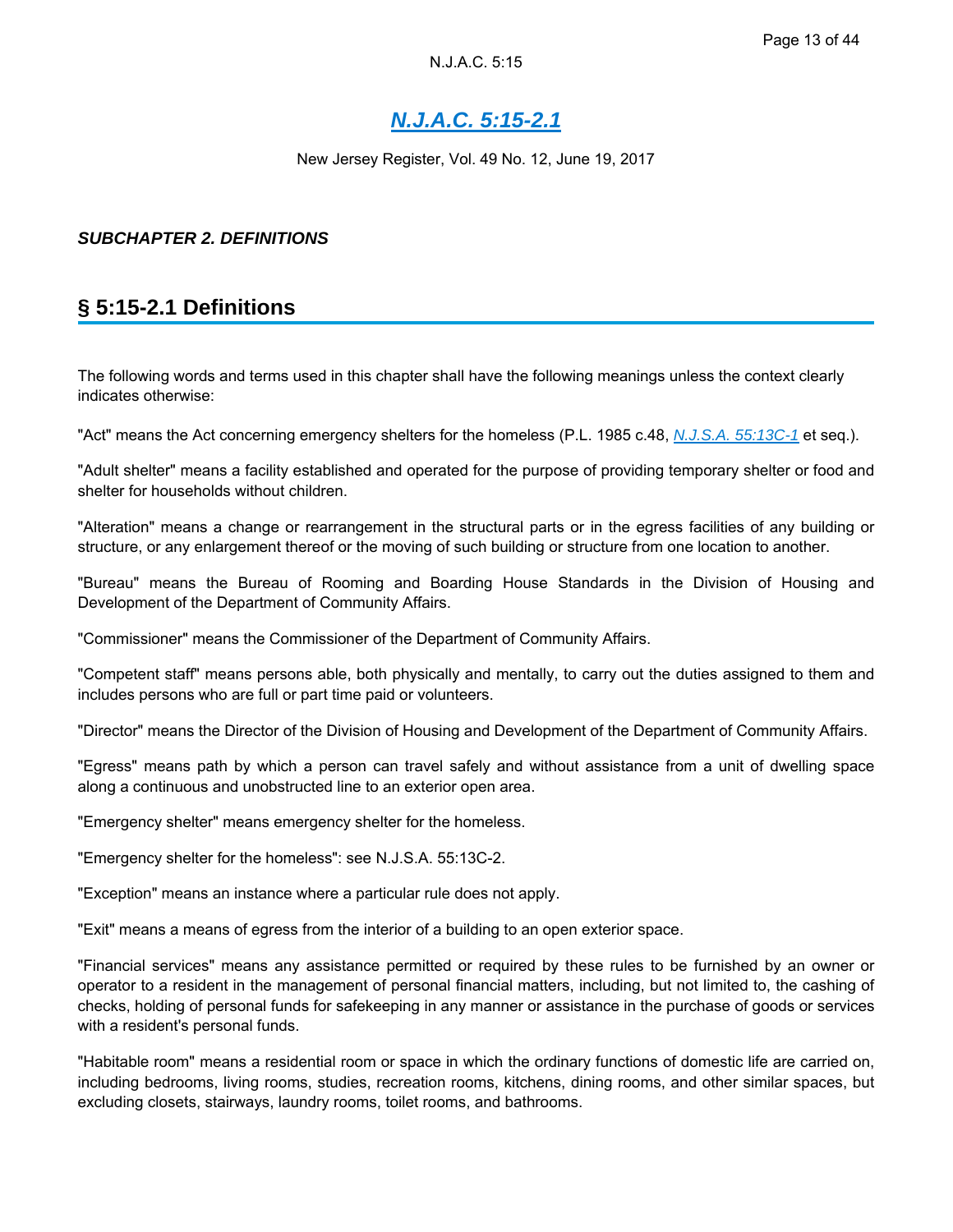# N.J.A.C. 5:15-2.1

New Jersey Register, Vol. 49 No. 12, June 19, 2017

***SUBCHAPTER 2. DEFINITIONS***

## § 5:15-2.1 Definitions

The following words and terms used in this chapter shall have the following meanings unless the context clearly indicates otherwise:

"Act" means the Act concerning emergency shelters for the homeless (P.L. 1985 c.48, N.J.S.A. 55:13C-1 et seq.).

"Adult shelter" means a facility established and operated for the purpose of providing temporary shelter or food and shelter for households without children.

"Alteration" means a change or rearrangement in the structural parts or in the egress facilities of any building or structure, or any enlargement thereof or the moving of such building or structure from one location to another.

"Bureau" means the Bureau of Rooming and Boarding House Standards in the Division of Housing and Development of the Department of Community Affairs.

"Commissioner" means the Commissioner of the Department of Community Affairs.

"Competent staff" means persons able, both physically and mentally, to carry out the duties assigned to them and includes persons who are full or part time paid or volunteers.

"Director" means the Director of the Division of Housing and Development of the Department of Community Affairs.

"Egress" means path by which a person can travel safely and without assistance from a unit of dwelling space along a continuous and unobstructed line to an exterior open area.

"Emergency shelter" means emergency shelter for the homeless.

"Emergency shelter for the homeless": see N.J.S.A. 55:13C-2.

"Exception" means an instance where a particular rule does not apply.

"Exit" means a means of egress from the interior of a building to an open exterior space.

"Financial services" means any assistance permitted or required by these rules to be furnished by an owner or operator to a resident in the management of personal financial matters, including, but not limited to, the cashing of checks, holding of personal funds for safekeeping in any manner or assistance in the purchase of goods or services with a resident's personal funds.

"Habitable room" means a residential room or space in which the ordinary functions of domestic life are carried on, including bedrooms, living rooms, studies, recreation rooms, kitchens, dining rooms, and other similar spaces, but excluding closets, stairways, laundry rooms, toilet rooms, and bathrooms.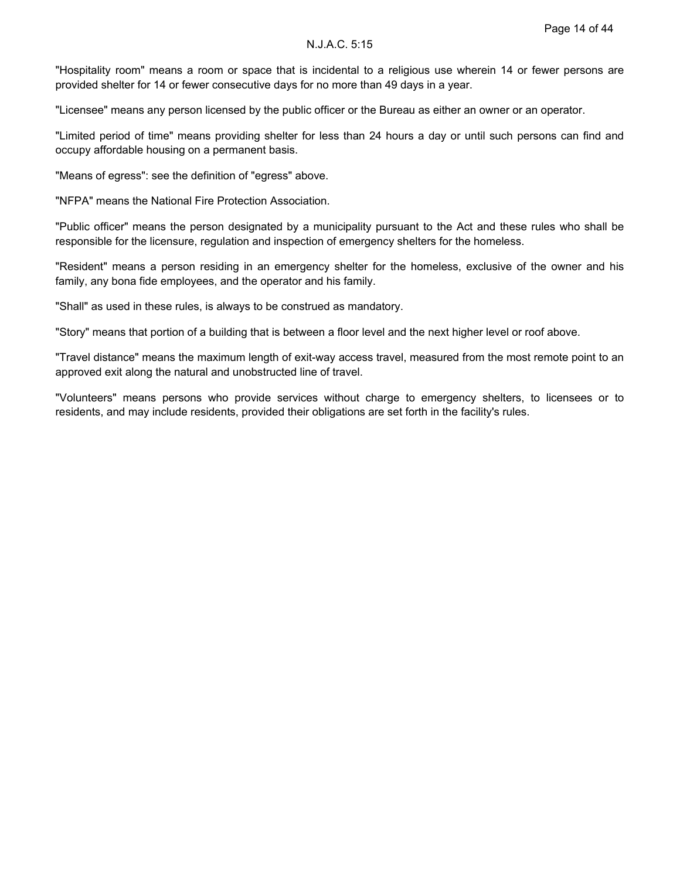"Hospitality room" means a room or space that is incidental to a religious use wherein 14 or fewer persons are provided shelter for 14 or fewer consecutive days for no more than 49 days in a year.

"Licensee" means any person licensed by the public officer or the Bureau as either an owner or an operator.

"Limited period of time" means providing shelter for less than 24 hours a day or until such persons can find and occupy affordable housing on a permanent basis.

"Means of egress": see the definition of "egress" above.

"NFPA" means the National Fire Protection Association.

"Public officer" means the person designated by a municipality pursuant to the Act and these rules who shall be responsible for the licensure, regulation and inspection of emergency shelters for the homeless.

"Resident" means a person residing in an emergency shelter for the homeless, exclusive of the owner and his family, any bona fide employees, and the operator and his family.

"Shall" as used in these rules, is always to be construed as mandatory.

"Story" means that portion of a building that is between a floor level and the next higher level or roof above.

"Travel distance" means the maximum length of exit-way access travel, measured from the most remote point to an approved exit along the natural and unobstructed line of travel.

"Volunteers" means persons who provide services without charge to emergency shelters, to licensees or to residents, and may include residents, provided their obligations are set forth in the facility's rules.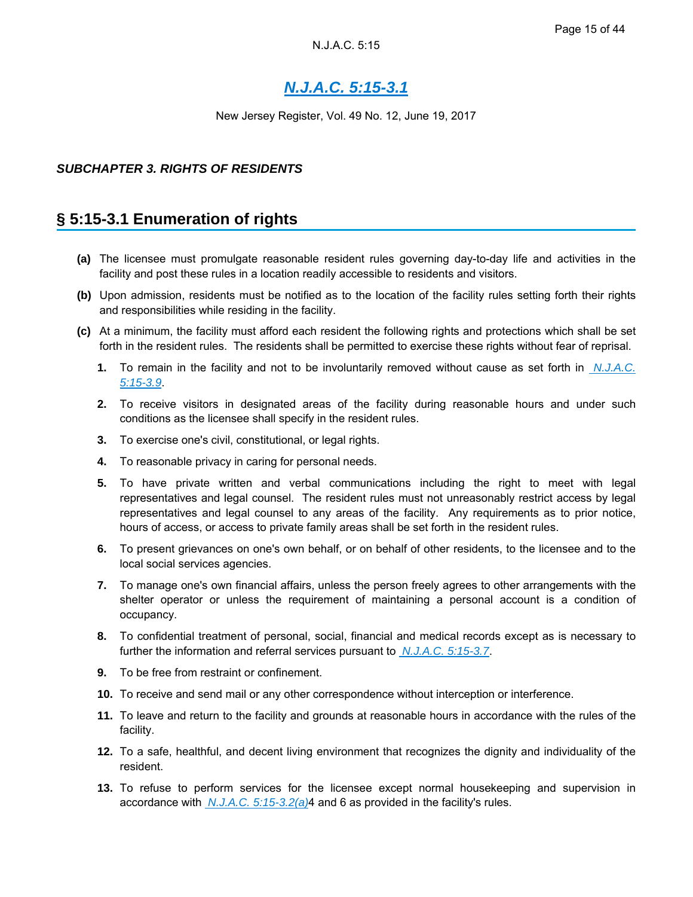# *N.J.A.C. 5:15-3.1*

New Jersey Register, Vol. 49 No. 12, June 19, 2017

***SUBCHAPTER 3. RIGHTS OF RESIDENTS***

## § 5:15-3.1 Enumeration of rights

**(a)** The licensee must promulgate reasonable resident rules governing day-to-day life and activities in the facility and post these rules in a location readily accessible to residents and visitors.

**(b)** Upon admission, residents must be notified as to the location of the facility rules setting forth their rights and responsibilities while residing in the facility.

**(c)** At a minimum, the facility must afford each resident the following rights and protections which shall be set forth in the resident rules. The residents shall be permitted to exercise these rights without fear of reprisal.

   **1.** To remain in the facility and not to be involuntarily removed without cause as set forth in *N.J.A.C. 5:15-3.9*.

   **2.** To receive visitors in designated areas of the facility during reasonable hours and under such conditions as the licensee shall specify in the resident rules.

   **3.** To exercise one's civil, constitutional, or legal rights.

   **4.** To reasonable privacy in caring for personal needs.

   **5.** To have private written and verbal communications including the right to meet with legal representatives and legal counsel. The resident rules must not unreasonably restrict access by legal representatives and legal counsel to any areas of the facility. Any requirements as to prior notice, hours of access, or access to private family areas shall be set forth in the resident rules.

   **6.** To present grievances on one's own behalf, or on behalf of other residents, to the licensee and to the local social services agencies.

   **7.** To manage one's own financial affairs, unless the person freely agrees to other arrangements with the shelter operator or unless the requirement of maintaining a personal account is a condition of occupancy.

   **8.** To confidential treatment of personal, social, financial and medical records except as is necessary to further the information and referral services pursuant to *N.J.A.C. 5:15-3.7*.

   **9.** To be free from restraint or confinement.

   **10.** To receive and send mail or any other correspondence without interception or interference.

   **11.** To leave and return to the facility and grounds at reasonable hours in accordance with the rules of the facility.

   **12.** To a safe, healthful, and decent living environment that recognizes the dignity and individuality of the resident.

   **13.** To refuse to perform services for the licensee except normal housekeeping and supervision in accordance with *N.J.A.C. 5:15-3.2(a)*4 and 6 as provided in the facility's rules.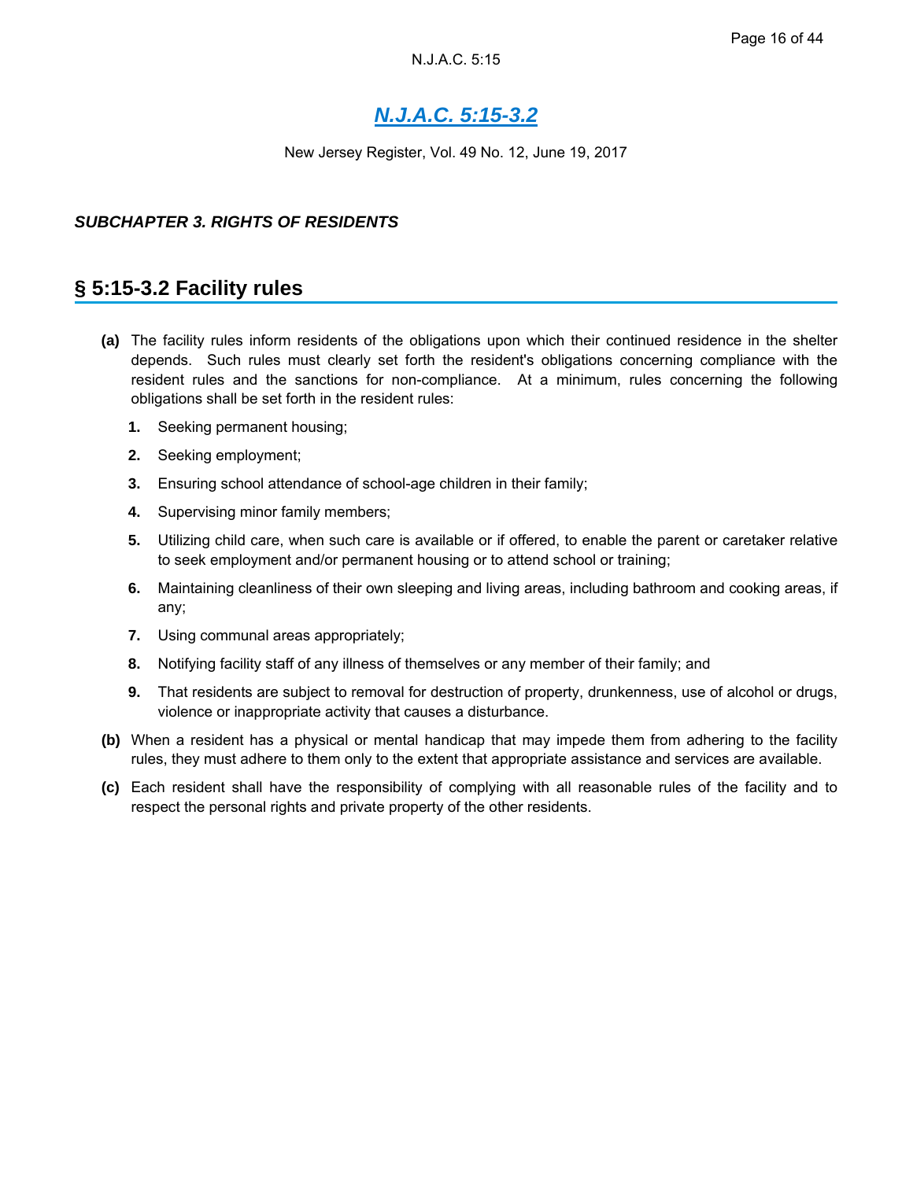# *N.J.A.C. 5:15-3.2*

New Jersey Register, Vol. 49 No. 12, June 19, 2017

***SUBCHAPTER 3. RIGHTS OF RESIDENTS***

## § 5:15-3.2 Facility rules

**(a)** The facility rules inform residents of the obligations upon which their continued residence in the shelter depends. Such rules must clearly set forth the resident's obligations concerning compliance with the resident rules and the sanctions for non-compliance. At a minimum, rules concerning the following obligations shall be set forth in the resident rules:

   **1.** Seeking permanent housing;

   **2.** Seeking employment;

   **3.** Ensuring school attendance of school-age children in their family;

   **4.** Supervising minor family members;

   **5.** Utilizing child care, when such care is available or if offered, to enable the parent or caretaker relative to seek employment and/or permanent housing or to attend school or training;

   **6.** Maintaining cleanliness of their own sleeping and living areas, including bathroom and cooking areas, if any;

   **7.** Using communal areas appropriately;

   **8.** Notifying facility staff of any illness of themselves or any member of their family; and

   **9.** That residents are subject to removal for destruction of property, drunkenness, use of alcohol or drugs, violence or inappropriate activity that causes a disturbance.

**(b)** When a resident has a physical or mental handicap that may impede them from adhering to the facility rules, they must adhere to them only to the extent that appropriate assistance and services are available.

**(c)** Each resident shall have the responsibility of complying with all reasonable rules of the facility and to respect the personal rights and private property of the other residents.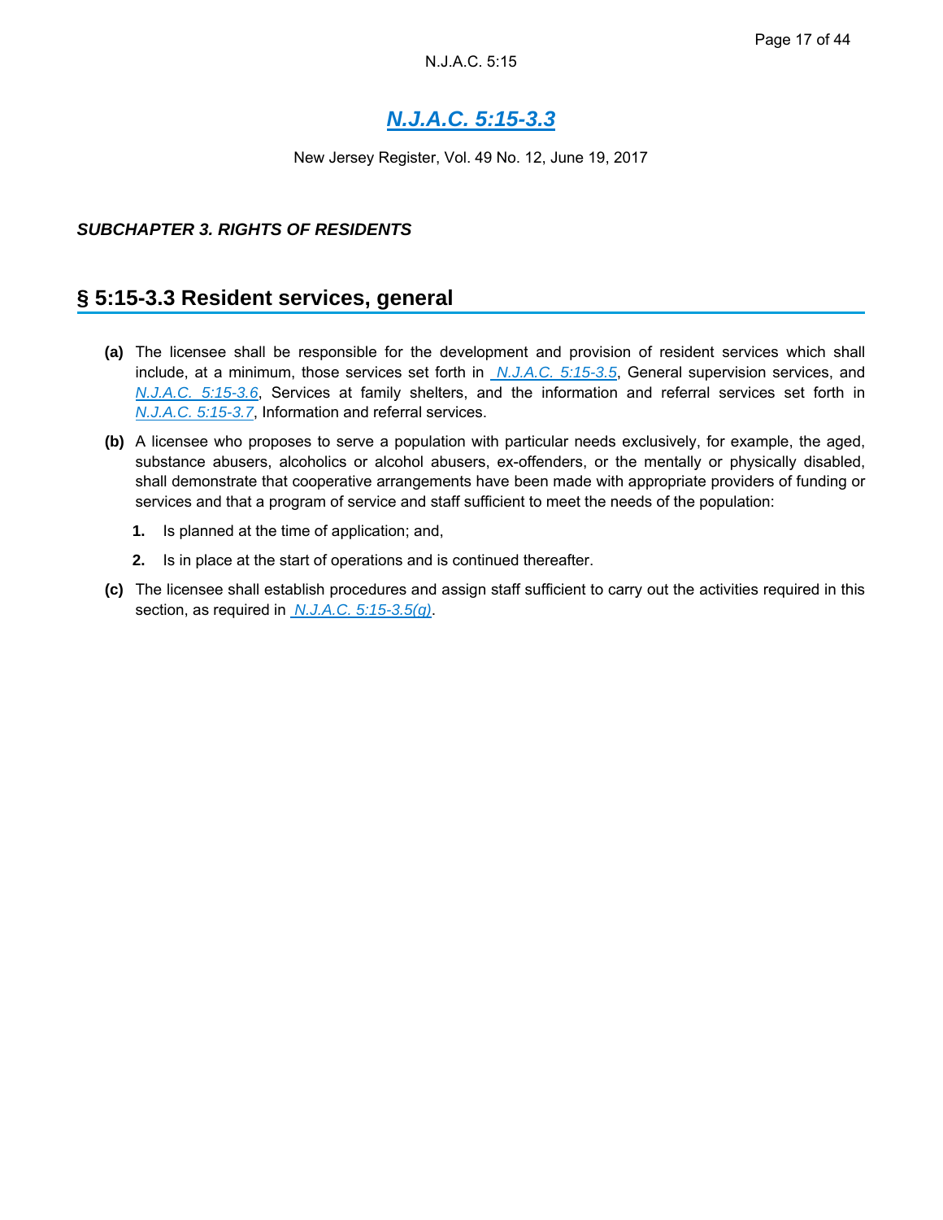## *N.J.A.C. 5:15-3.3*

New Jersey Register, Vol. 49 No. 12, June 19, 2017

***SUBCHAPTER 3. RIGHTS OF RESIDENTS***

## § 5:15-3.3 Resident services, general

**(a)** The licensee shall be responsible for the development and provision of resident services which shall include, at a minimum, those services set forth in *N.J.A.C. 5:15-3.5*, General supervision services, and *N.J.A.C. 5:15-3.6*, Services at family shelters, and the information and referral services set forth in *N.J.A.C. 5:15-3.7*, Information and referral services.

**(b)** A licensee who proposes to serve a population with particular needs exclusively, for example, the aged, substance abusers, alcoholics or alcohol abusers, ex-offenders, or the mentally or physically disabled, shall demonstrate that cooperative arrangements have been made with appropriate providers of funding or services and that a program of service and staff sufficient to meet the needs of the population:

**1.** Is planned at the time of application; and,

**2.** Is in place at the start of operations and is continued thereafter.

**(c)** The licensee shall establish procedures and assign staff sufficient to carry out the activities required in this section, as required in *N.J.A.C. 5:15-3.5(g)*.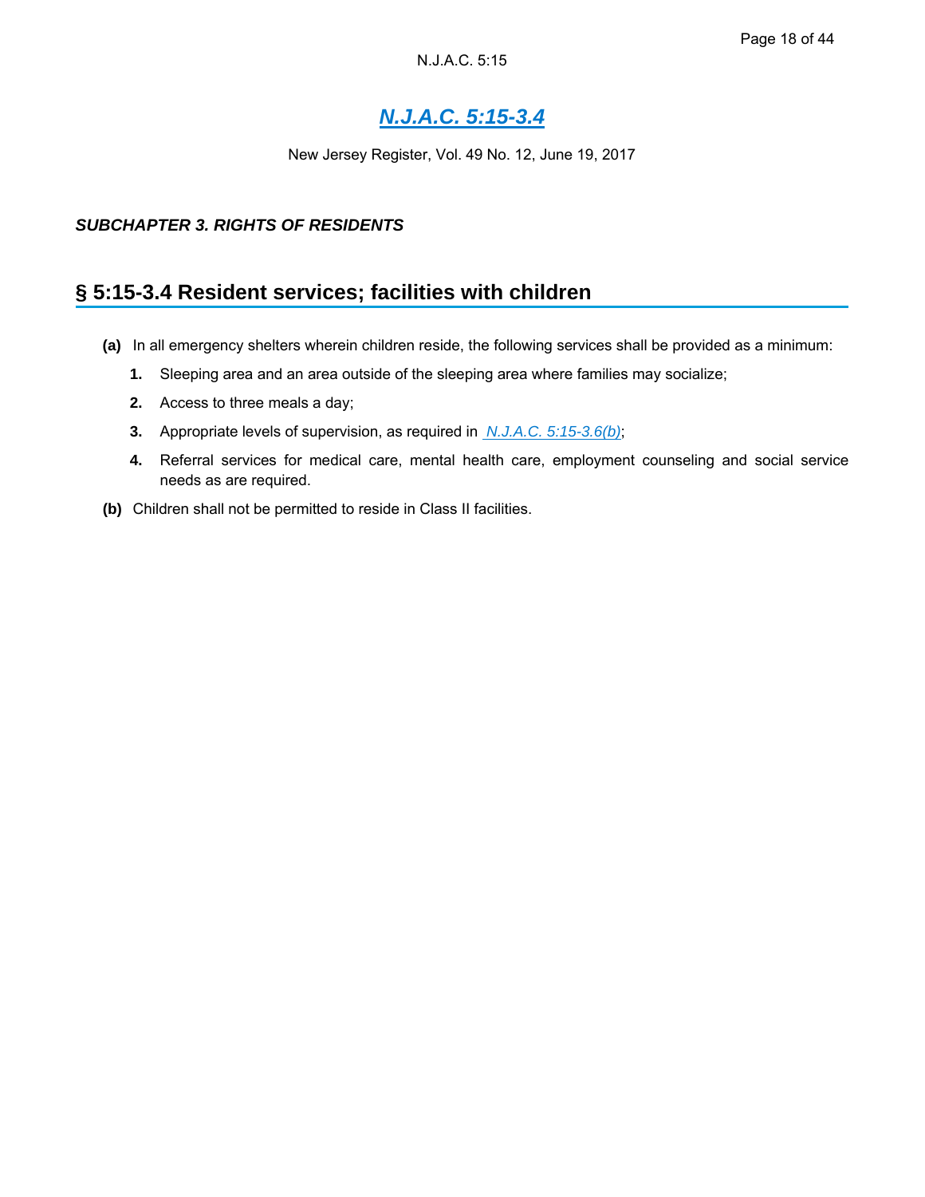# *N.J.A.C. 5:15-3.4*

New Jersey Register, Vol. 49 No. 12, June 19, 2017

***SUBCHAPTER 3. RIGHTS OF RESIDENTS***

## § 5:15-3.4 Resident services; facilities with children

**(a)** In all emergency shelters wherein children reside, the following services shall be provided as a minimum:

**1.** Sleeping area and an area outside of the sleeping area where families may socialize;

**2.** Access to three meals a day;

**3.** Appropriate levels of supervision, as required in *N.J.A.C. 5:15-3.6(b)*;

**4.** Referral services for medical care, mental health care, employment counseling and social service needs as are required.

**(b)** Children shall not be permitted to reside in Class II facilities.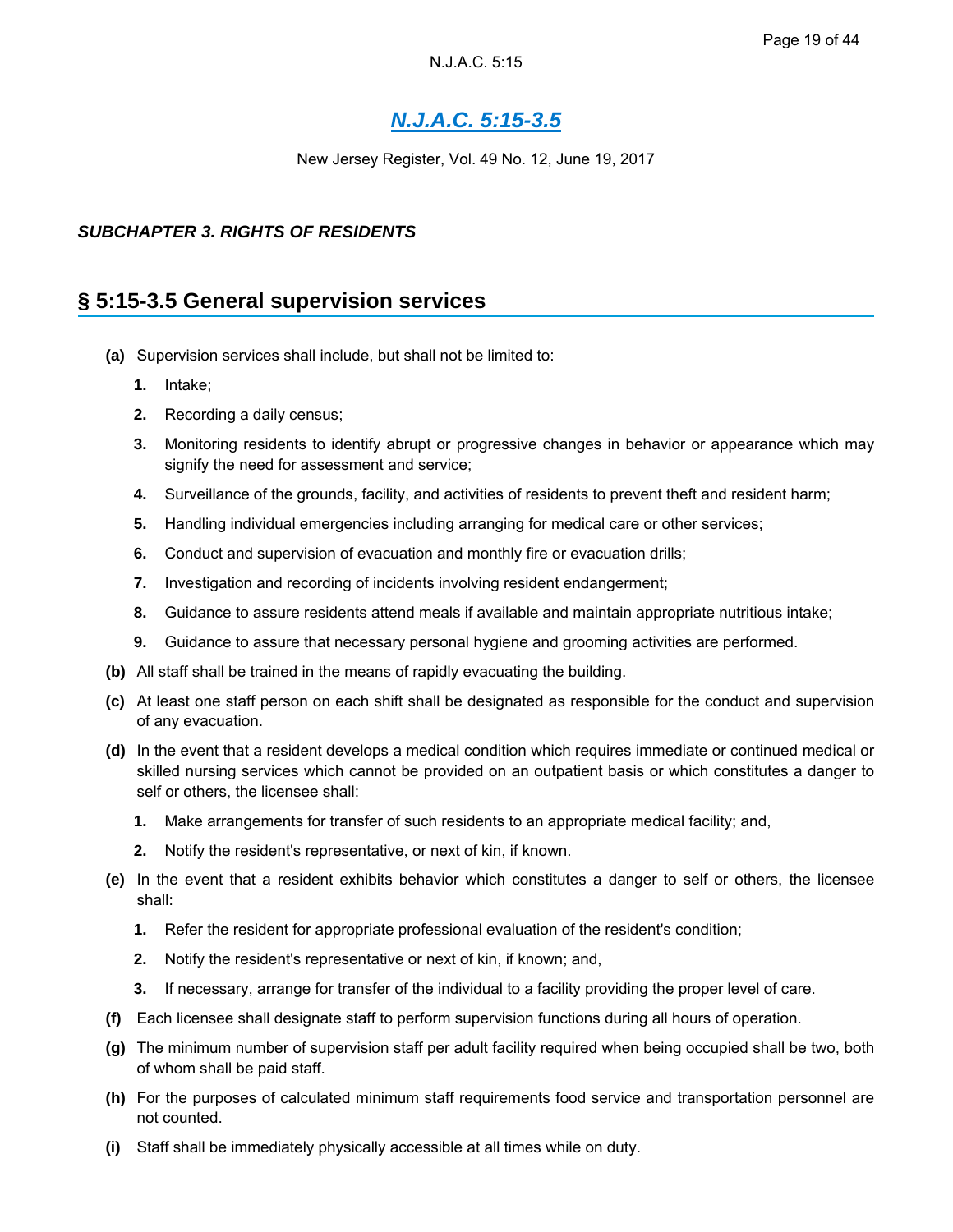# *N.J.A.C. 5:15-3.5*

New Jersey Register, Vol. 49 No. 12, June 19, 2017

***SUBCHAPTER 3. RIGHTS OF RESIDENTS***

## § 5:15-3.5 General supervision services

**(a)** Supervision services shall include, but shall not be limited to:

**1.** Intake;

**2.** Recording a daily census;

**3.** Monitoring residents to identify abrupt or progressive changes in behavior or appearance which may signify the need for assessment and service;

**4.** Surveillance of the grounds, facility, and activities of residents to prevent theft and resident harm;

**5.** Handling individual emergencies including arranging for medical care or other services;

**6.** Conduct and supervision of evacuation and monthly fire or evacuation drills;

**7.** Investigation and recording of incidents involving resident endangerment;

**8.** Guidance to assure residents attend meals if available and maintain appropriate nutritious intake;

**9.** Guidance to assure that necessary personal hygiene and grooming activities are performed.

**(b)** All staff shall be trained in the means of rapidly evacuating the building.

**(c)** At least one staff person on each shift shall be designated as responsible for the conduct and supervision of any evacuation.

**(d)** In the event that a resident develops a medical condition which requires immediate or continued medical or skilled nursing services which cannot be provided on an outpatient basis or which constitutes a danger to self or others, the licensee shall:

**1.** Make arrangements for transfer of such residents to an appropriate medical facility; and,

**2.** Notify the resident's representative, or next of kin, if known.

**(e)** In the event that a resident exhibits behavior which constitutes a danger to self or others, the licensee shall:

**1.** Refer the resident for appropriate professional evaluation of the resident's condition;

**2.** Notify the resident's representative or next of kin, if known; and,

**3.** If necessary, arrange for transfer of the individual to a facility providing the proper level of care.

**(f)** Each licensee shall designate staff to perform supervision functions during all hours of operation.

**(g)** The minimum number of supervision staff per adult facility required when being occupied shall be two, both of whom shall be paid staff.

**(h)** For the purposes of calculated minimum staff requirements food service and transportation personnel are not counted.

**(i)** Staff shall be immediately physically accessible at all times while on duty.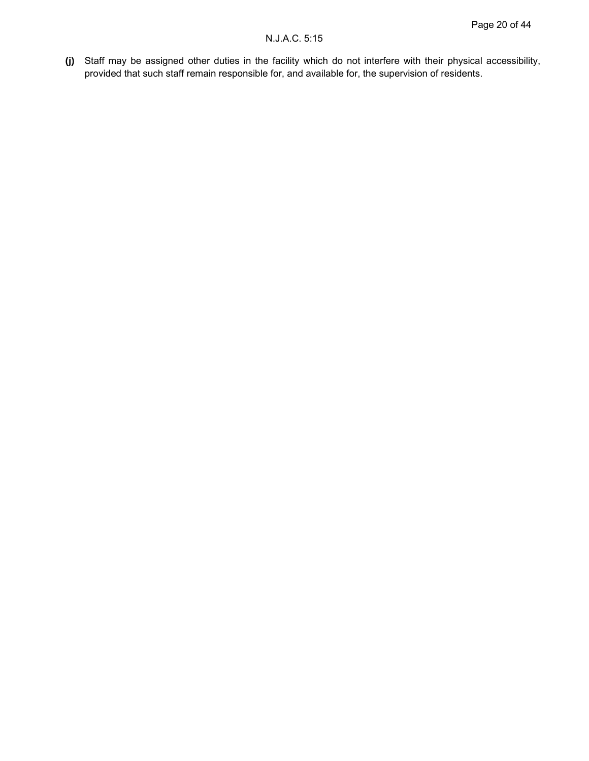**(j)** Staff may be assigned other duties in the facility which do not interfere with their physical accessibility, provided that such staff remain responsible for, and available for, the supervision of residents.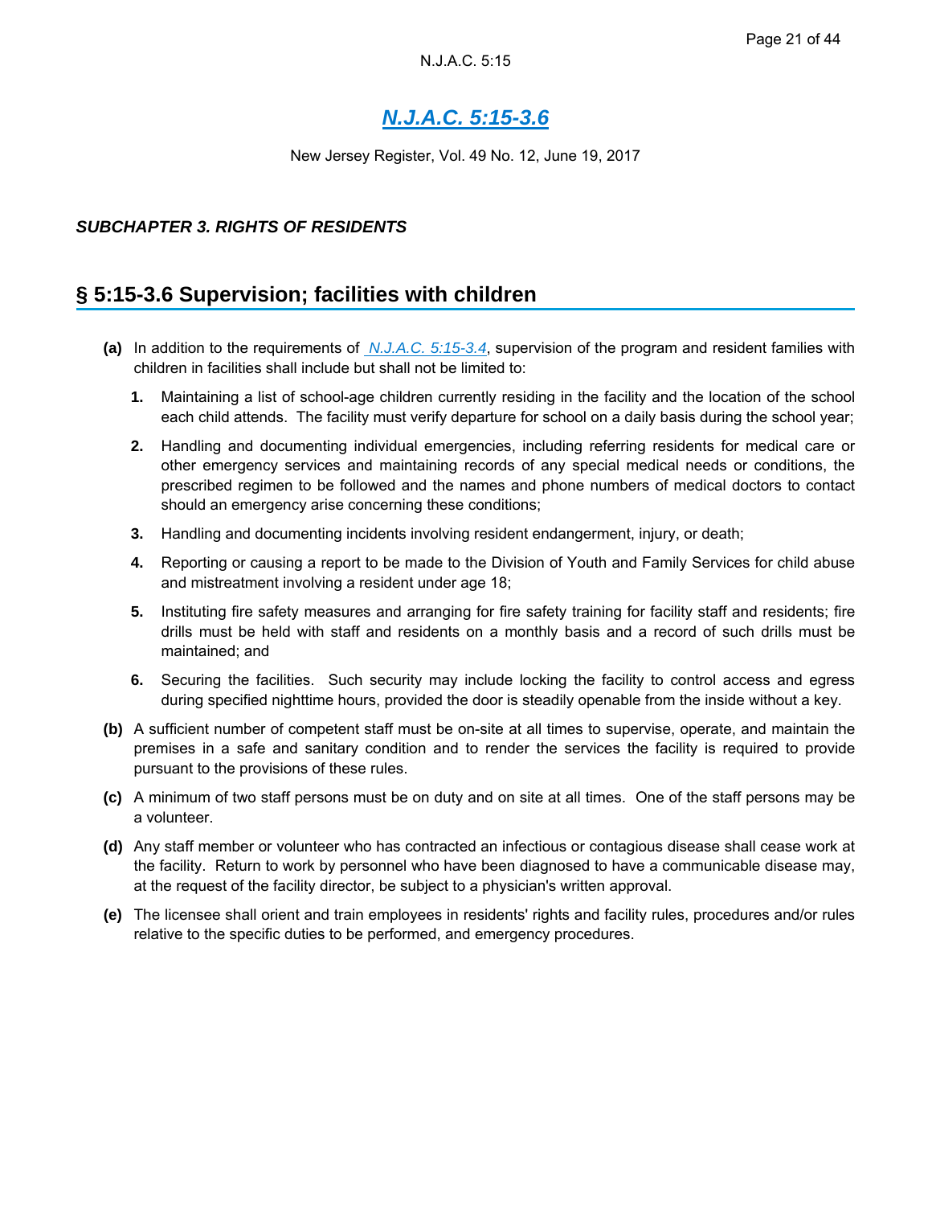# *N.J.A.C. 5:15-3.6*

New Jersey Register, Vol. 49 No. 12, June 19, 2017

***SUBCHAPTER 3. RIGHTS OF RESIDENTS***

## § 5:15-3.6 Supervision; facilities with children

**(a)** In addition to the requirements of *N.J.A.C. 5:15-3.4*, supervision of the program and resident families with children in facilities shall include but shall not be limited to:

**1.** Maintaining a list of school-age children currently residing in the facility and the location of the school each child attends. The facility must verify departure for school on a daily basis during the school year;

**2.** Handling and documenting individual emergencies, including referring residents for medical care or other emergency services and maintaining records of any special medical needs or conditions, the prescribed regimen to be followed and the names and phone numbers of medical doctors to contact should an emergency arise concerning these conditions;

**3.** Handling and documenting incidents involving resident endangerment, injury, or death;

**4.** Reporting or causing a report to be made to the Division of Youth and Family Services for child abuse and mistreatment involving a resident under age 18;

**5.** Instituting fire safety measures and arranging for fire safety training for facility staff and residents; fire drills must be held with staff and residents on a monthly basis and a record of such drills must be maintained; and

**6.** Securing the facilities. Such security may include locking the facility to control access and egress during specified nighttime hours, provided the door is steadily openable from the inside without a key.

**(b)** A sufficient number of competent staff must be on-site at all times to supervise, operate, and maintain the premises in a safe and sanitary condition and to render the services the facility is required to provide pursuant to the provisions of these rules.

**(c)** A minimum of two staff persons must be on duty and on site at all times. One of the staff persons may be a volunteer.

**(d)** Any staff member or volunteer who has contracted an infectious or contagious disease shall cease work at the facility. Return to work by personnel who have been diagnosed to have a communicable disease may, at the request of the facility director, be subject to a physician's written approval.

**(e)** The licensee shall orient and train employees in residents' rights and facility rules, procedures and/or rules relative to the specific duties to be performed, and emergency procedures.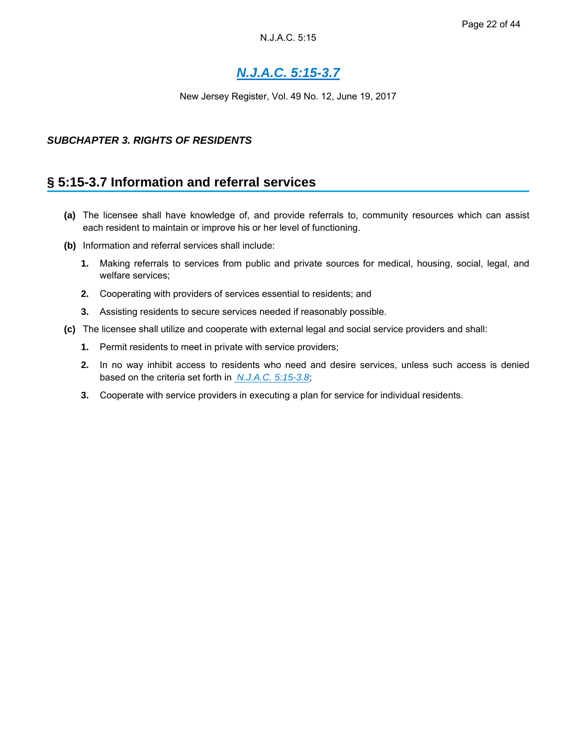# *N.J.A.C. 5:15-3.7*

New Jersey Register, Vol. 49 No. 12, June 19, 2017

***SUBCHAPTER 3. RIGHTS OF RESIDENTS***

## § 5:15-3.7 Information and referral services

**(a)** The licensee shall have knowledge of, and provide referrals to, community resources which can assist each resident to maintain or improve his or her level of functioning.

**(b)** Information and referral services shall include:

**1.** Making referrals to services from public and private sources for medical, housing, social, legal, and welfare services;

**2.** Cooperating with providers of services essential to residents; and

**3.** Assisting residents to secure services needed if reasonably possible.

**(c)** The licensee shall utilize and cooperate with external legal and social service providers and shall:

**1.** Permit residents to meet in private with service providers;

**2.** In no way inhibit access to residents who need and desire services, unless such access is denied based on the criteria set forth in *N.J.A.C. 5:15-3.8*;

**3.** Cooperate with service providers in executing a plan for service for individual residents.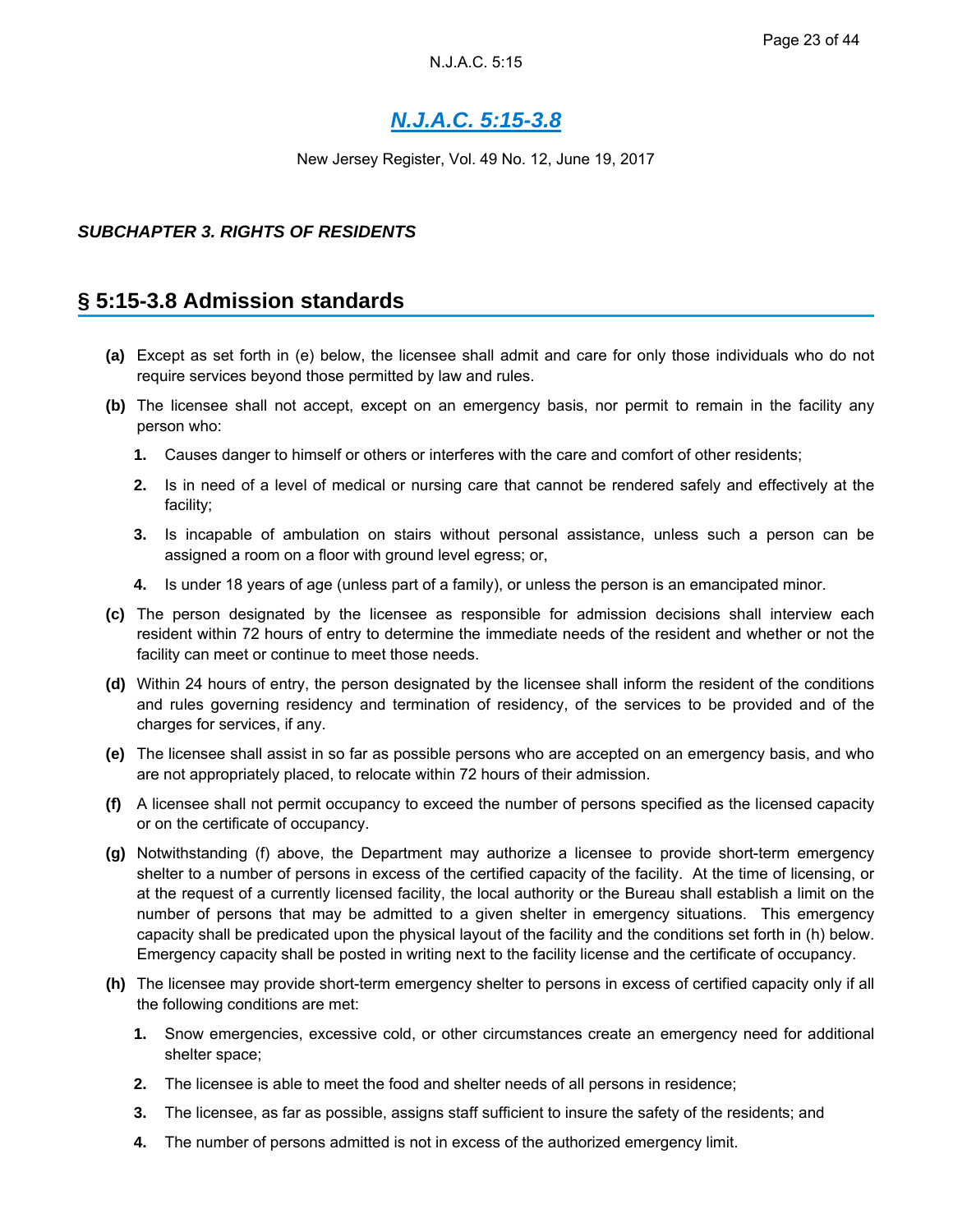## *N.J.A.C. 5:15-3.8*

New Jersey Register, Vol. 49 No. 12, June 19, 2017

***SUBCHAPTER 3. RIGHTS OF RESIDENTS***

## § 5:15-3.8 Admission standards

**(a)** Except as set forth in (e) below, the licensee shall admit and care for only those individuals who do not require services beyond those permitted by law and rules.

**(b)** The licensee shall not accept, except on an emergency basis, nor permit to remain in the facility any person who:

**1.** Causes danger to himself or others or interferes with the care and comfort of other residents;

**2.** Is in need of a level of medical or nursing care that cannot be rendered safely and effectively at the facility;

**3.** Is incapable of ambulation on stairs without personal assistance, unless such a person can be assigned a room on a floor with ground level egress; or,

**4.** Is under 18 years of age (unless part of a family), or unless the person is an emancipated minor.

**(c)** The person designated by the licensee as responsible for admission decisions shall interview each resident within 72 hours of entry to determine the immediate needs of the resident and whether or not the facility can meet or continue to meet those needs.

**(d)** Within 24 hours of entry, the person designated by the licensee shall inform the resident of the conditions and rules governing residency and termination of residency, of the services to be provided and of the charges for services, if any.

**(e)** The licensee shall assist in so far as possible persons who are accepted on an emergency basis, and who are not appropriately placed, to relocate within 72 hours of their admission.

**(f)** A licensee shall not permit occupancy to exceed the number of persons specified as the licensed capacity or on the certificate of occupancy.

**(g)** Notwithstanding (f) above, the Department may authorize a licensee to provide short-term emergency shelter to a number of persons in excess of the certified capacity of the facility. At the time of licensing, or at the request of a currently licensed facility, the local authority or the Bureau shall establish a limit on the number of persons that may be admitted to a given shelter in emergency situations. This emergency capacity shall be predicated upon the physical layout of the facility and the conditions set forth in (h) below. Emergency capacity shall be posted in writing next to the facility license and the certificate of occupancy.

**(h)** The licensee may provide short-term emergency shelter to persons in excess of certified capacity only if all the following conditions are met:

**1.** Snow emergencies, excessive cold, or other circumstances create an emergency need for additional shelter space;

**2.** The licensee is able to meet the food and shelter needs of all persons in residence;

**3.** The licensee, as far as possible, assigns staff sufficient to insure the safety of the residents; and

**4.** The number of persons admitted is not in excess of the authorized emergency limit.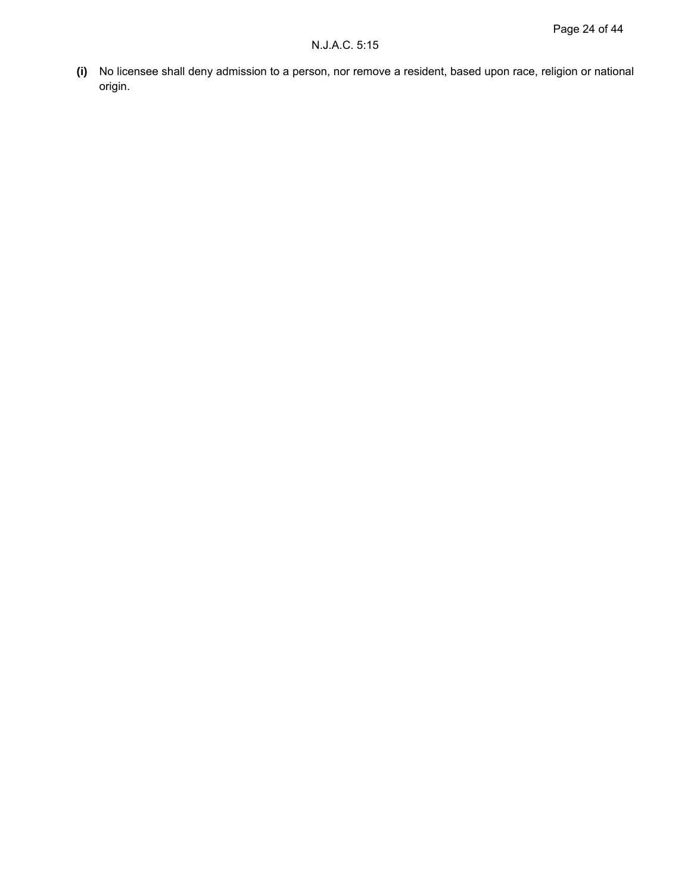**(i)** No licensee shall deny admission to a person, nor remove a resident, based upon race, religion or national origin.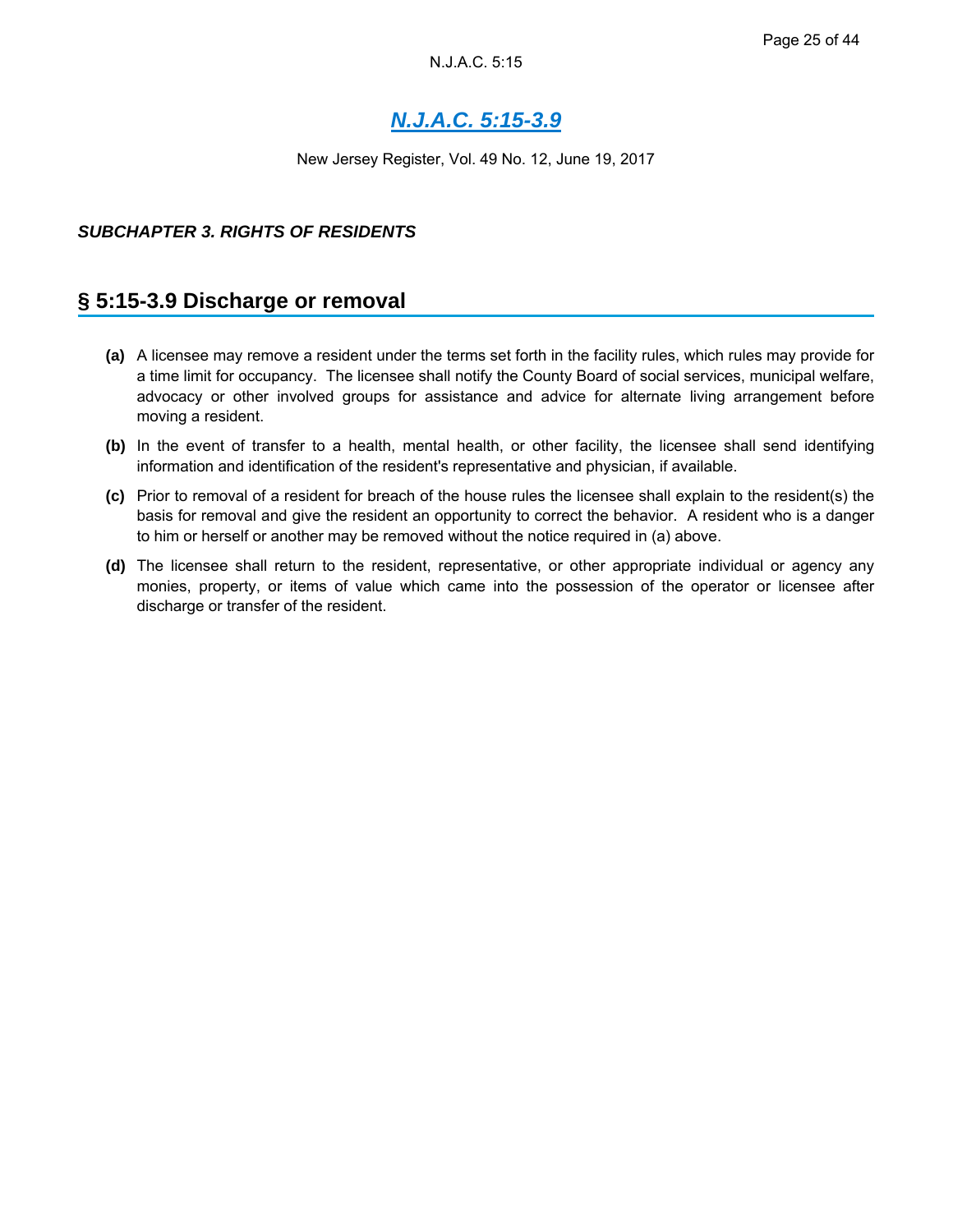## *N.J.A.C. 5:15-3.9*

New Jersey Register, Vol. 49 No. 12, June 19, 2017

***SUBCHAPTER 3. RIGHTS OF RESIDENTS***

## § 5:15-3.9 Discharge or removal

**(a)** A licensee may remove a resident under the terms set forth in the facility rules, which rules may provide for a time limit for occupancy. The licensee shall notify the County Board of social services, municipal welfare, advocacy or other involved groups for assistance and advice for alternate living arrangement before moving a resident.

**(b)** In the event of transfer to a health, mental health, or other facility, the licensee shall send identifying information and identification of the resident's representative and physician, if available.

**(c)** Prior to removal of a resident for breach of the house rules the licensee shall explain to the resident(s) the basis for removal and give the resident an opportunity to correct the behavior. A resident who is a danger to him or herself or another may be removed without the notice required in (a) above.

**(d)** The licensee shall return to the resident, representative, or other appropriate individual or agency any monies, property, or items of value which came into the possession of the operator or licensee after discharge or transfer of the resident.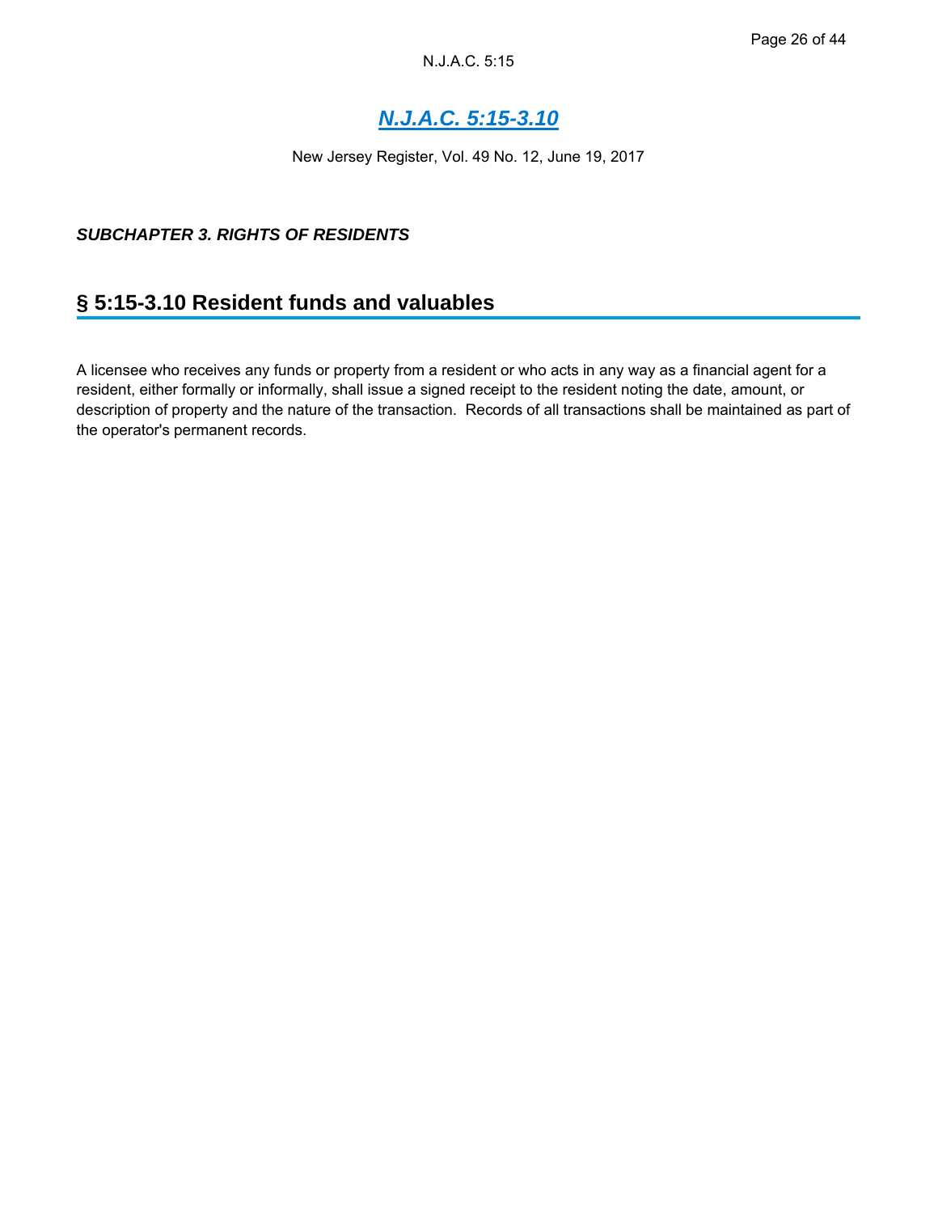# *N.J.A.C. 5:15-3.10*

New Jersey Register, Vol. 49 No. 12, June 19, 2017

***SUBCHAPTER 3. RIGHTS OF RESIDENTS***

## § 5:15-3.10 Resident funds and valuables

A licensee who receives any funds or property from a resident or who acts in any way as a financial agent for a resident, either formally or informally, shall issue a signed receipt to the resident noting the date, amount, or description of property and the nature of the transaction. Records of all transactions shall be maintained as part of the operator's permanent records.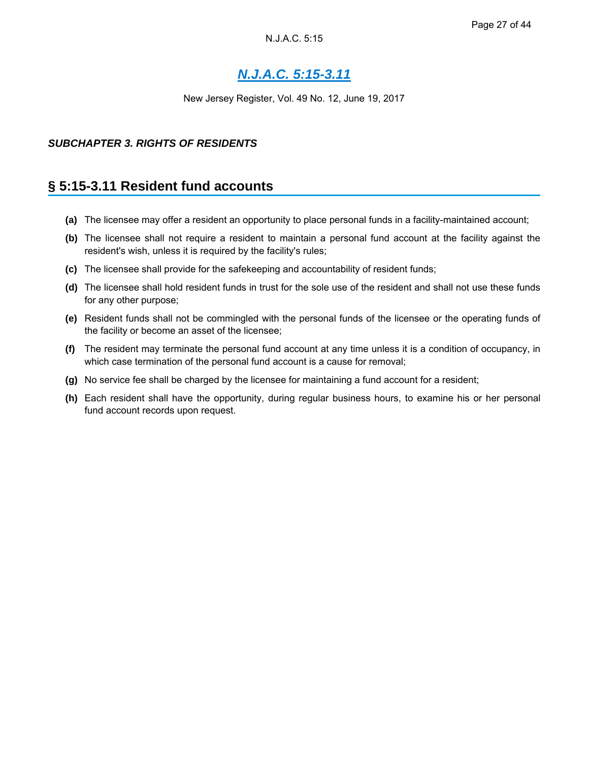# *N.J.A.C. 5:15-3.11*

New Jersey Register, Vol. 49 No. 12, June 19, 2017

***SUBCHAPTER 3. RIGHTS OF RESIDENTS***

## § 5:15-3.11 Resident fund accounts

**(a)** The licensee may offer a resident an opportunity to place personal funds in a facility-maintained account;

**(b)** The licensee shall not require a resident to maintain a personal fund account at the facility against the resident's wish, unless it is required by the facility's rules;

**(c)** The licensee shall provide for the safekeeping and accountability of resident funds;

**(d)** The licensee shall hold resident funds in trust for the sole use of the resident and shall not use these funds for any other purpose;

**(e)** Resident funds shall not be commingled with the personal funds of the licensee or the operating funds of the facility or become an asset of the licensee;

**(f)** The resident may terminate the personal fund account at any time unless it is a condition of occupancy, in which case termination of the personal fund account is a cause for removal;

**(g)** No service fee shall be charged by the licensee for maintaining a fund account for a resident;

**(h)** Each resident shall have the opportunity, during regular business hours, to examine his or her personal fund account records upon request.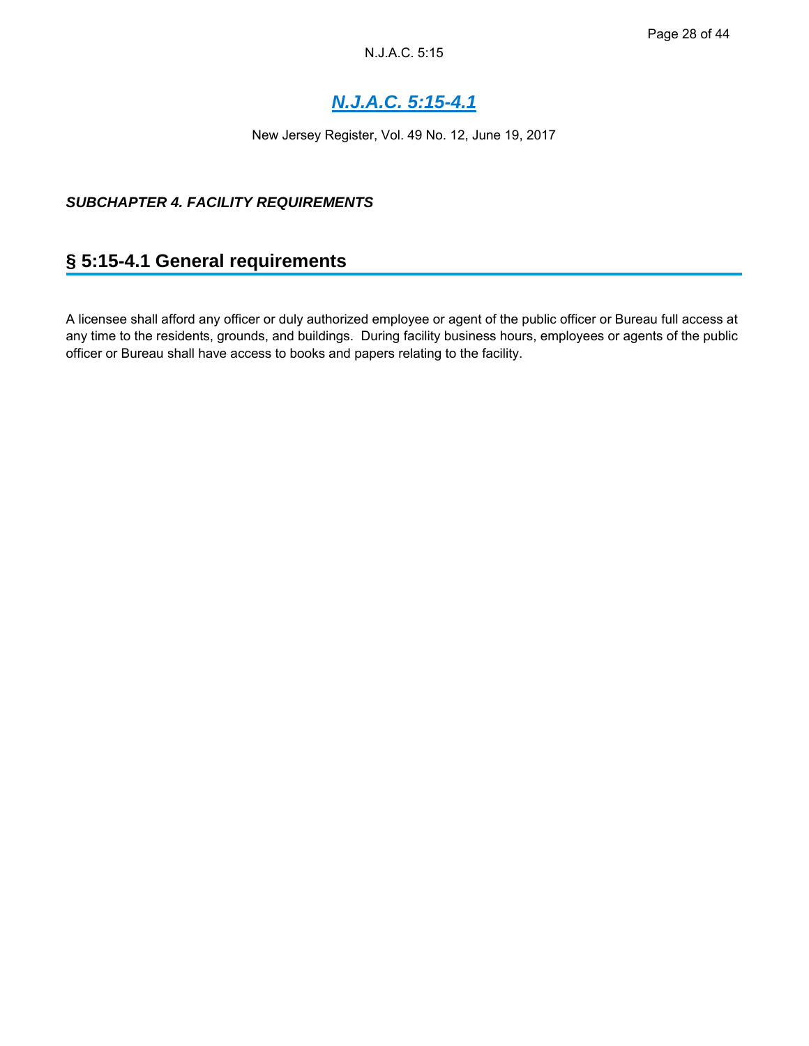## *N.J.A.C. 5:15-4.1*

New Jersey Register, Vol. 49 No. 12, June 19, 2017

***SUBCHAPTER 4. FACILITY REQUIREMENTS***

## § 5:15-4.1 General requirements

A licensee shall afford any officer or duly authorized employee or agent of the public officer or Bureau full access at any time to the residents, grounds, and buildings. During facility business hours, employees or agents of the public officer or Bureau shall have access to books and papers relating to the facility.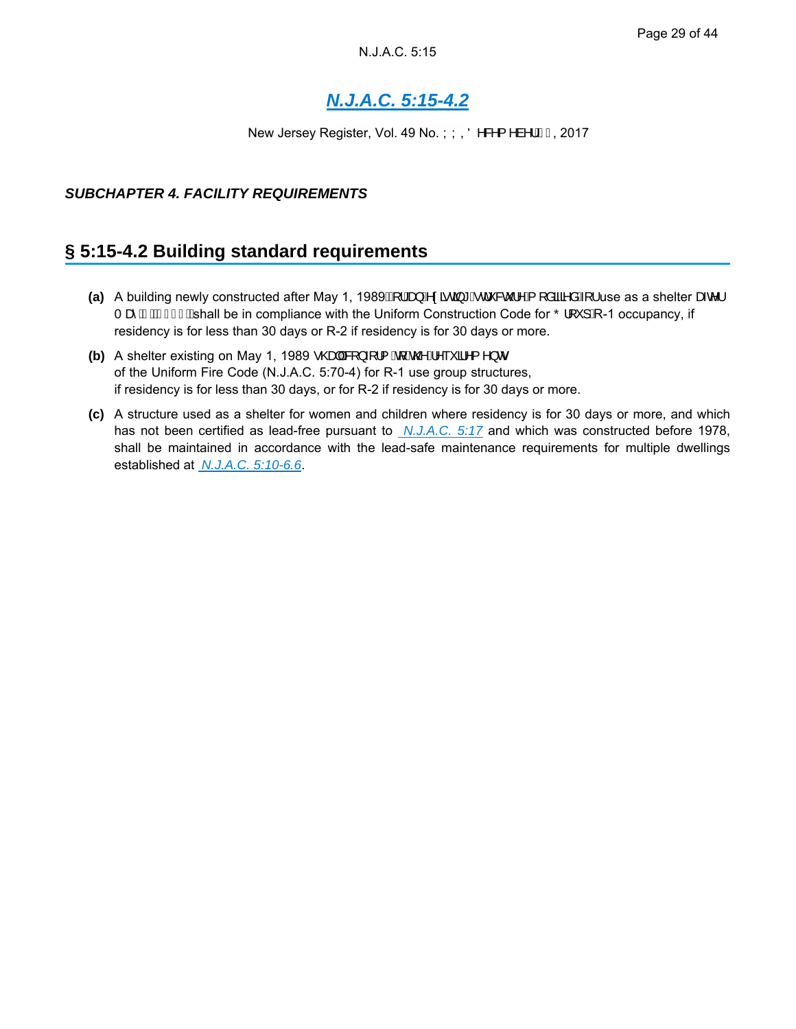## *N.J.A.C. 5:15-4.2*

New Jersey Register, Vol. 49 No. ; ; , ' HFHP EHU , 2017

***SUBCHAPTER 4. FACILITY REQUIREMENTS***

## § 5:15-4.2 Building standard requirements

**(a)** A building newly constructed after May 1, 1989 RU DQ H[LVWLQJ VWUXFWXUH PRGLILHG IRU use as a shelter DIWHU 0 D\ shall be in compliance with the Uniform Construction Code for * URXS R-1 occupancy, if residency is for less than 30 days or R-2 if residency is for 30 days or more.

**(b)** A shelter existing on May 1, 1989 VKDOO FRQIRUP WR WKH UHTXLUHP HQWV of the Uniform Fire Code (N.J.A.C. 5:70-4) for R-1 use group structures, if residency is for less than 30 days, or for R-2 if residency is for 30 days or more.

**(c)** A structure used as a shelter for women and children where residency is for 30 days or more, and which has not been certified as lead-free pursuant to *N.J.A.C. 5:17* and which was constructed before 1978, shall be maintained in accordance with the lead-safe maintenance requirements for multiple dwellings established at *N.J.A.C. 5:10-6.6*.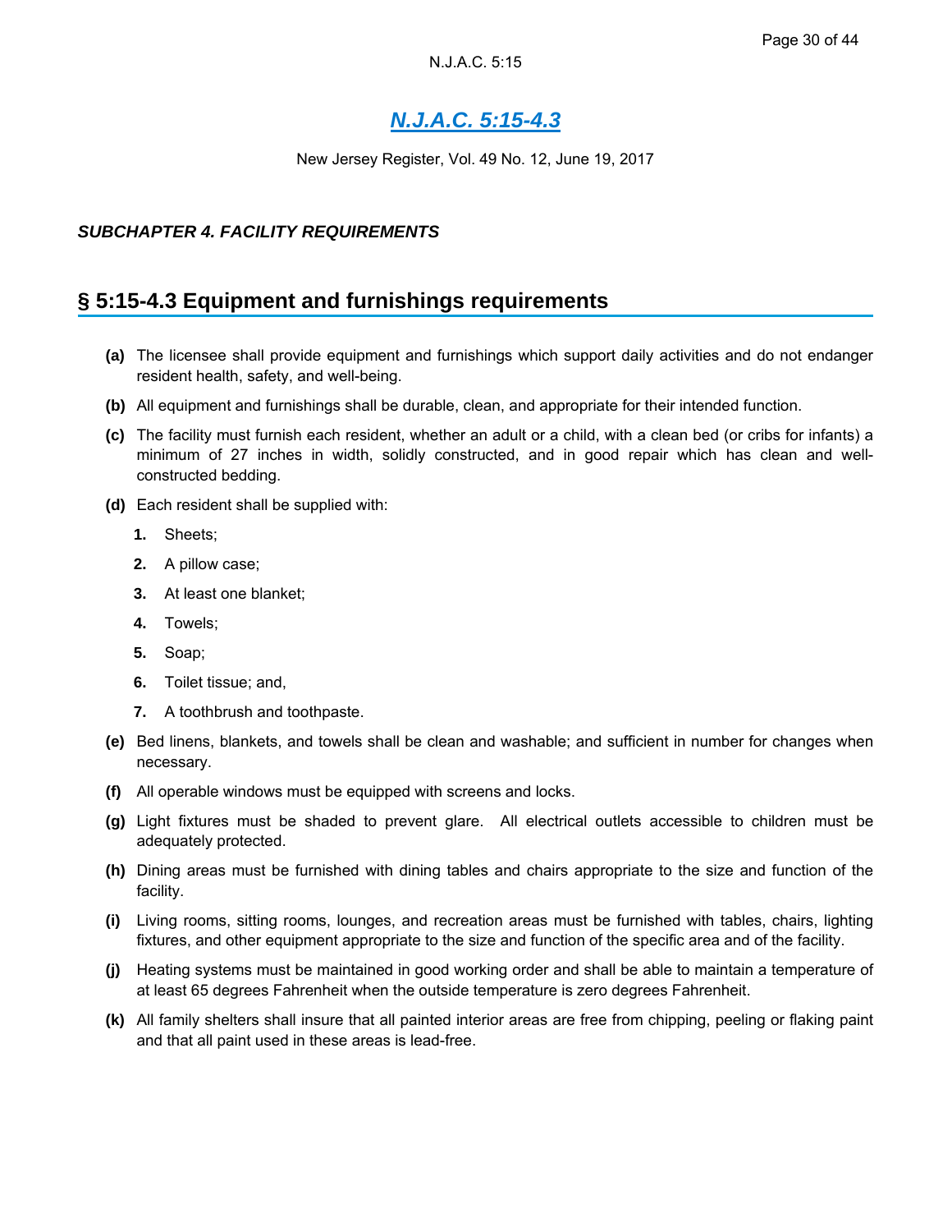## *N.J.A.C. 5:15-4.3*

New Jersey Register, Vol. 49 No. 12, June 19, 2017

***SUBCHAPTER 4. FACILITY REQUIREMENTS***

# § 5:15-4.3 Equipment and furnishings requirements

**(a)** The licensee shall provide equipment and furnishings which support daily activities and do not endanger resident health, safety, and well-being.

**(b)** All equipment and furnishings shall be durable, clean, and appropriate for their intended function.

**(c)** The facility must furnish each resident, whether an adult or a child, with a clean bed (or cribs for infants) a minimum of 27 inches in width, solidly constructed, and in good repair which has clean and well-constructed bedding.

**(d)** Each resident shall be supplied with:

**1.** Sheets;

**2.** A pillow case;

**3.** At least one blanket;

**4.** Towels;

**5.** Soap;

**6.** Toilet tissue; and,

**7.** A toothbrush and toothpaste.

**(e)** Bed linens, blankets, and towels shall be clean and washable; and sufficient in number for changes when necessary.

**(f)** All operable windows must be equipped with screens and locks.

**(g)** Light fixtures must be shaded to prevent glare. All electrical outlets accessible to children must be adequately protected.

**(h)** Dining areas must be furnished with dining tables and chairs appropriate to the size and function of the facility.

**(i)** Living rooms, sitting rooms, lounges, and recreation areas must be furnished with tables, chairs, lighting fixtures, and other equipment appropriate to the size and function of the specific area and of the facility.

**(j)** Heating systems must be maintained in good working order and shall be able to maintain a temperature of at least 65 degrees Fahrenheit when the outside temperature is zero degrees Fahrenheit.

**(k)** All family shelters shall insure that all painted interior areas are free from chipping, peeling or flaking paint and that all paint used in these areas is lead-free.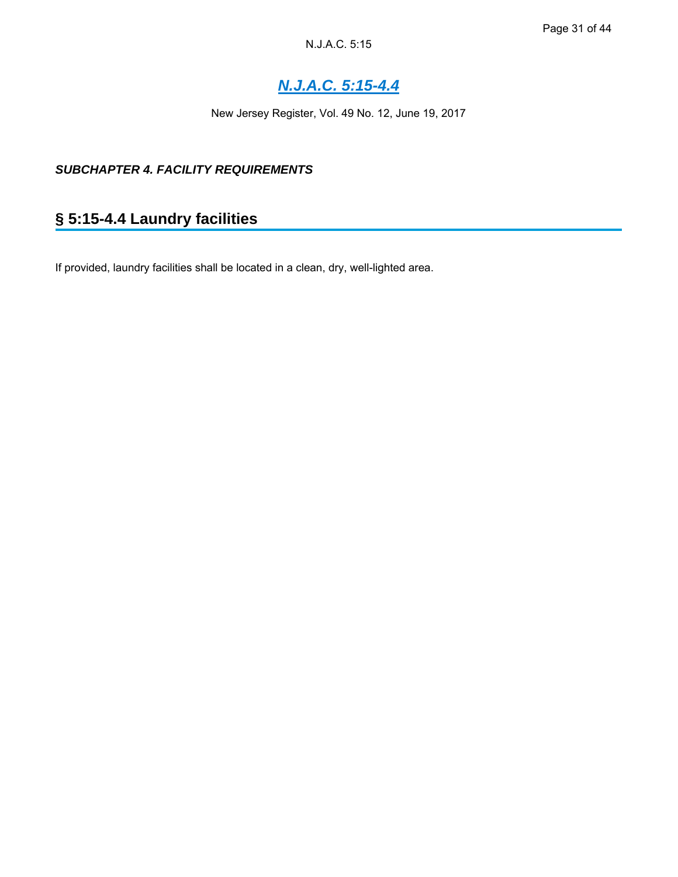# N.J.A.C. 5:15-4.4

New Jersey Register, Vol. 49 No. 12, June 19, 2017

***SUBCHAPTER 4. FACILITY REQUIREMENTS***

## § 5:15-4.4 Laundry facilities

If provided, laundry facilities shall be located in a clean, dry, well-lighted area.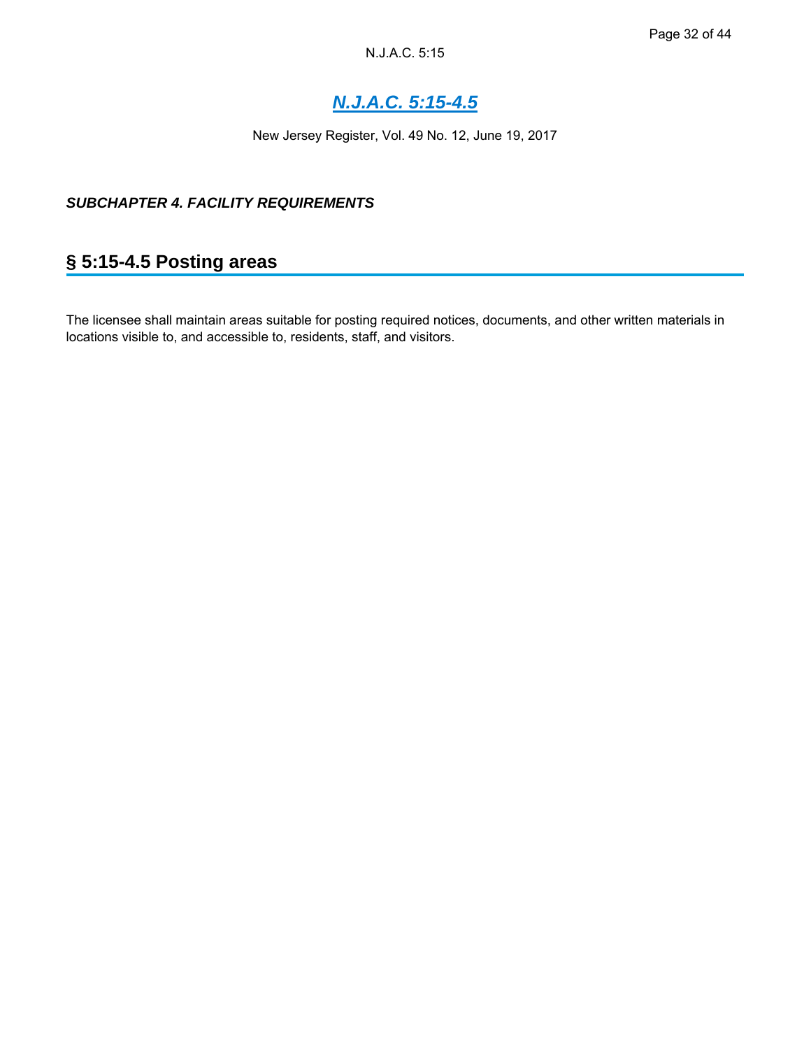## *N.J.A.C. 5:15-4.5*

New Jersey Register, Vol. 49 No. 12, June 19, 2017

***SUBCHAPTER 4. FACILITY REQUIREMENTS***

## § 5:15-4.5 Posting areas

The licensee shall maintain areas suitable for posting required notices, documents, and other written materials in locations visible to, and accessible to, residents, staff, and visitors.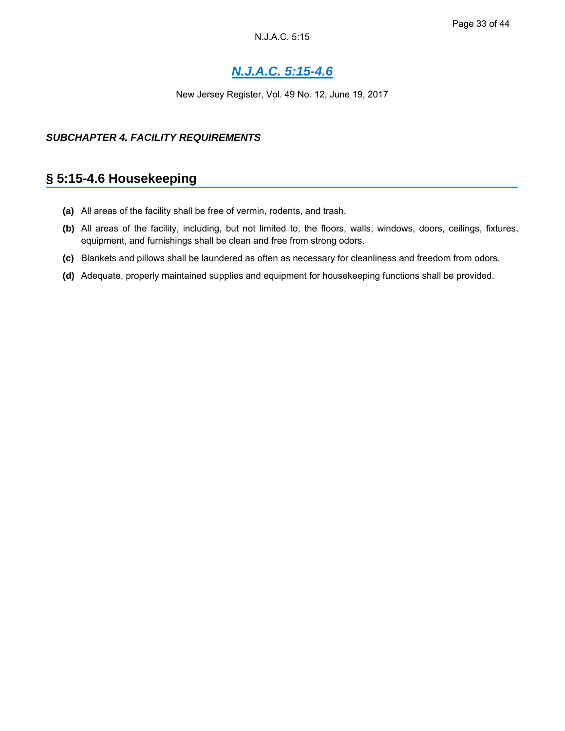# N.J.A.C. 5:15-4.6

New Jersey Register, Vol. 49 No. 12, June 19, 2017

***SUBCHAPTER 4. FACILITY REQUIREMENTS***

## § 5:15-4.6 Housekeeping

**(a)** All areas of the facility shall be free of vermin, rodents, and trash.

**(b)** All areas of the facility, including, but not limited to, the floors, walls, windows, doors, ceilings, fixtures, equipment, and furnishings shall be clean and free from strong odors.

**(c)** Blankets and pillows shall be laundered as often as necessary for cleanliness and freedom from odors.

**(d)** Adequate, properly maintained supplies and equipment for housekeeping functions shall be provided.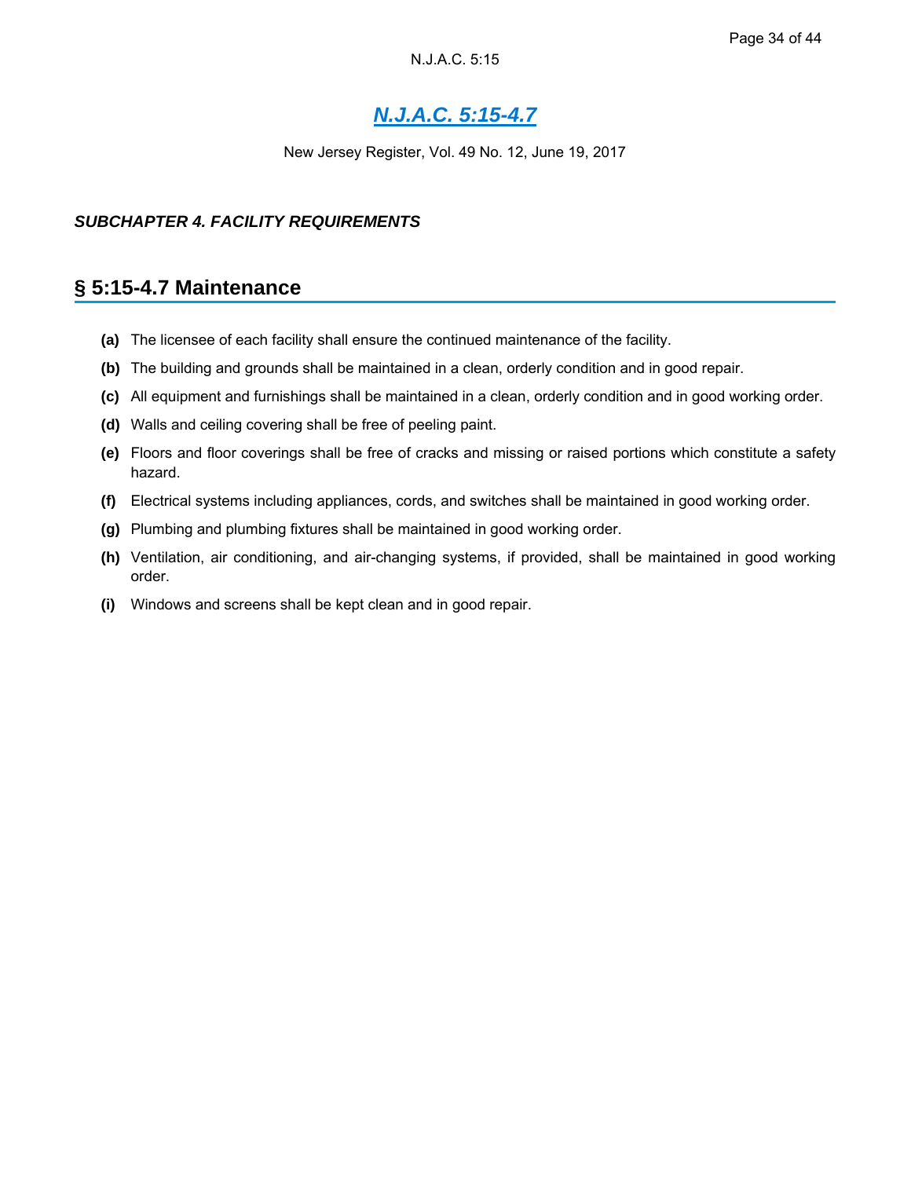# *N.J.A.C. 5:15-4.7*

New Jersey Register, Vol. 49 No. 12, June 19, 2017

***SUBCHAPTER 4. FACILITY REQUIREMENTS***

## § 5:15-4.7 Maintenance

**(a)** The licensee of each facility shall ensure the continued maintenance of the facility.

**(b)** The building and grounds shall be maintained in a clean, orderly condition and in good repair.

**(c)** All equipment and furnishings shall be maintained in a clean, orderly condition and in good working order.

**(d)** Walls and ceiling covering shall be free of peeling paint.

**(e)** Floors and floor coverings shall be free of cracks and missing or raised portions which constitute a safety hazard.

**(f)** Electrical systems including appliances, cords, and switches shall be maintained in good working order.

**(g)** Plumbing and plumbing fixtures shall be maintained in good working order.

**(h)** Ventilation, air conditioning, and air-changing systems, if provided, shall be maintained in good working order.

**(i)** Windows and screens shall be kept clean and in good repair.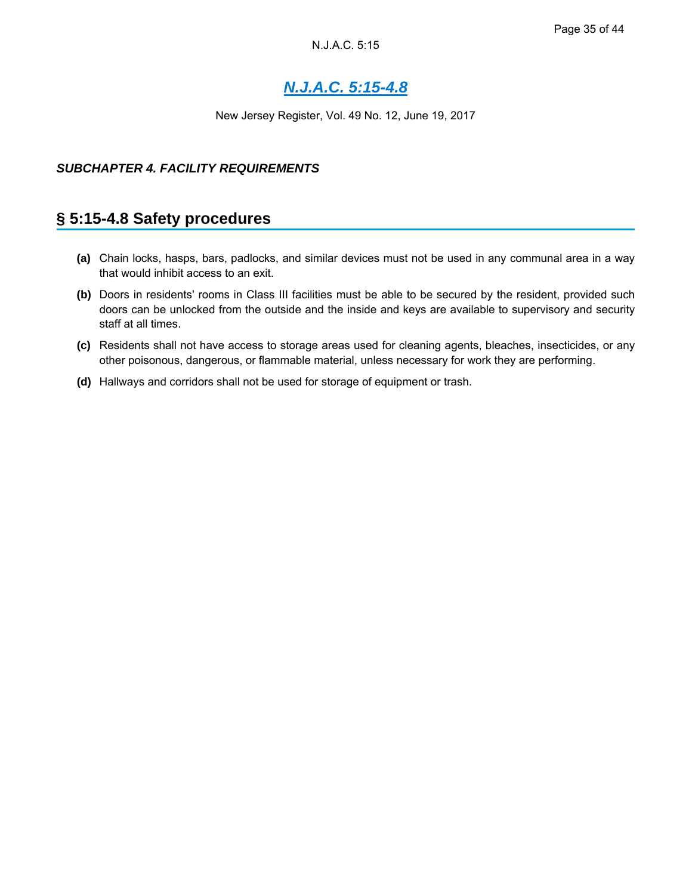## *N.J.A.C. 5:15-4.8*

New Jersey Register, Vol. 49 No. 12, June 19, 2017

***SUBCHAPTER 4. FACILITY REQUIREMENTS***

## § 5:15-4.8 Safety procedures

**(a)** Chain locks, hasps, bars, padlocks, and similar devices must not be used in any communal area in a way that would inhibit access to an exit.

**(b)** Doors in residents' rooms in Class III facilities must be able to be secured by the resident, provided such doors can be unlocked from the outside and the inside and keys are available to supervisory and security staff at all times.

**(c)** Residents shall not have access to storage areas used for cleaning agents, bleaches, insecticides, or any other poisonous, dangerous, or flammable material, unless necessary for work they are performing.

**(d)** Hallways and corridors shall not be used for storage of equipment or trash.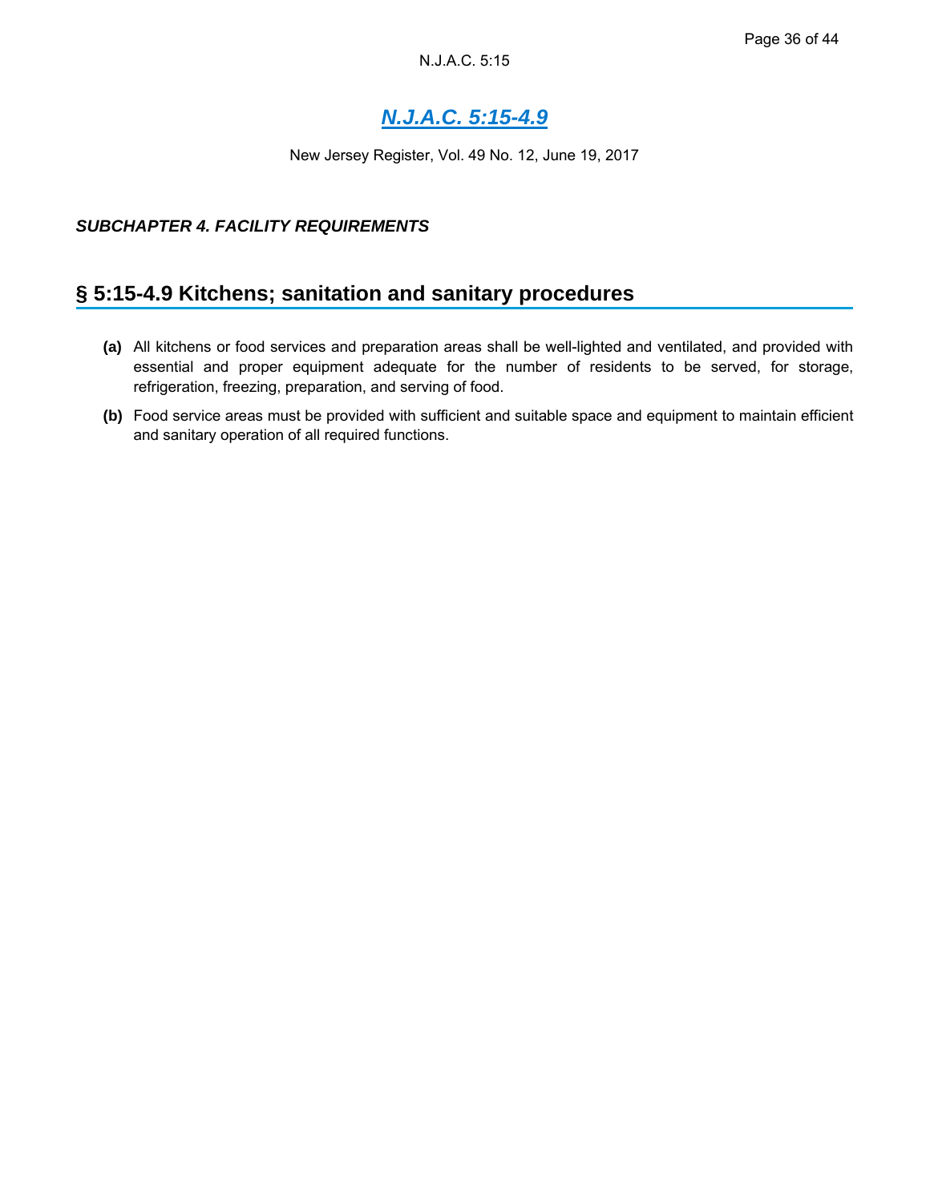# N.J.A.C. 5:15-4.9

New Jersey Register, Vol. 49 No. 12, June 19, 2017

***SUBCHAPTER 4. FACILITY REQUIREMENTS***

## § 5:15-4.9 Kitchens; sanitation and sanitary procedures

**(a)** All kitchens or food services and preparation areas shall be well-lighted and ventilated, and provided with essential and proper equipment adequate for the number of residents to be served, for storage, refrigeration, freezing, preparation, and serving of food.

**(b)** Food service areas must be provided with sufficient and suitable space and equipment to maintain efficient and sanitary operation of all required functions.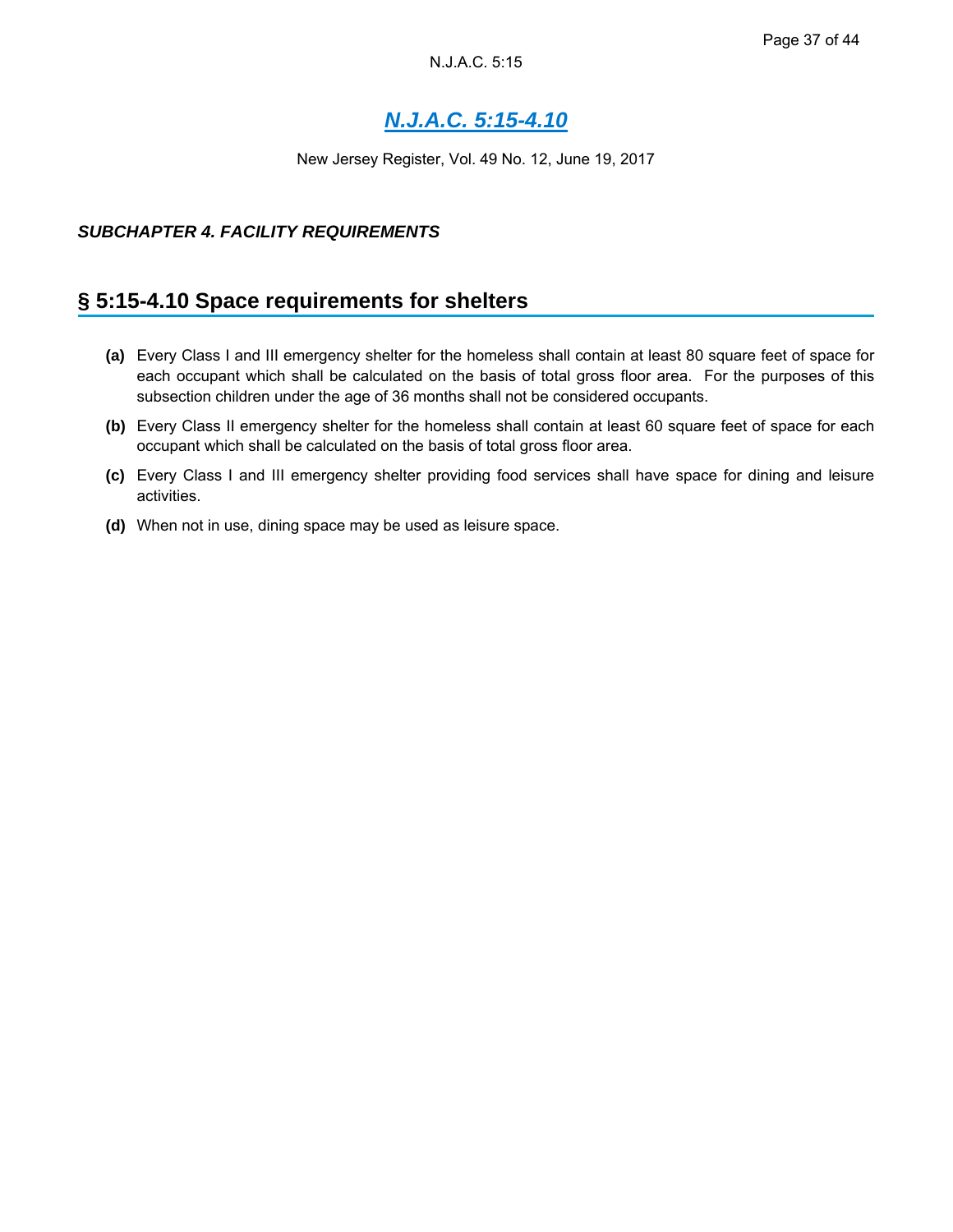# *N.J.A.C. 5:15-4.10*

New Jersey Register, Vol. 49 No. 12, June 19, 2017

***SUBCHAPTER 4. FACILITY REQUIREMENTS***

## § 5:15-4.10 Space requirements for shelters

**(a)** Every Class I and III emergency shelter for the homeless shall contain at least 80 square feet of space for each occupant which shall be calculated on the basis of total gross floor area. For the purposes of this subsection children under the age of 36 months shall not be considered occupants.

**(b)** Every Class II emergency shelter for the homeless shall contain at least 60 square feet of space for each occupant which shall be calculated on the basis of total gross floor area.

**(c)** Every Class I and III emergency shelter providing food services shall have space for dining and leisure activities.

**(d)** When not in use, dining space may be used as leisure space.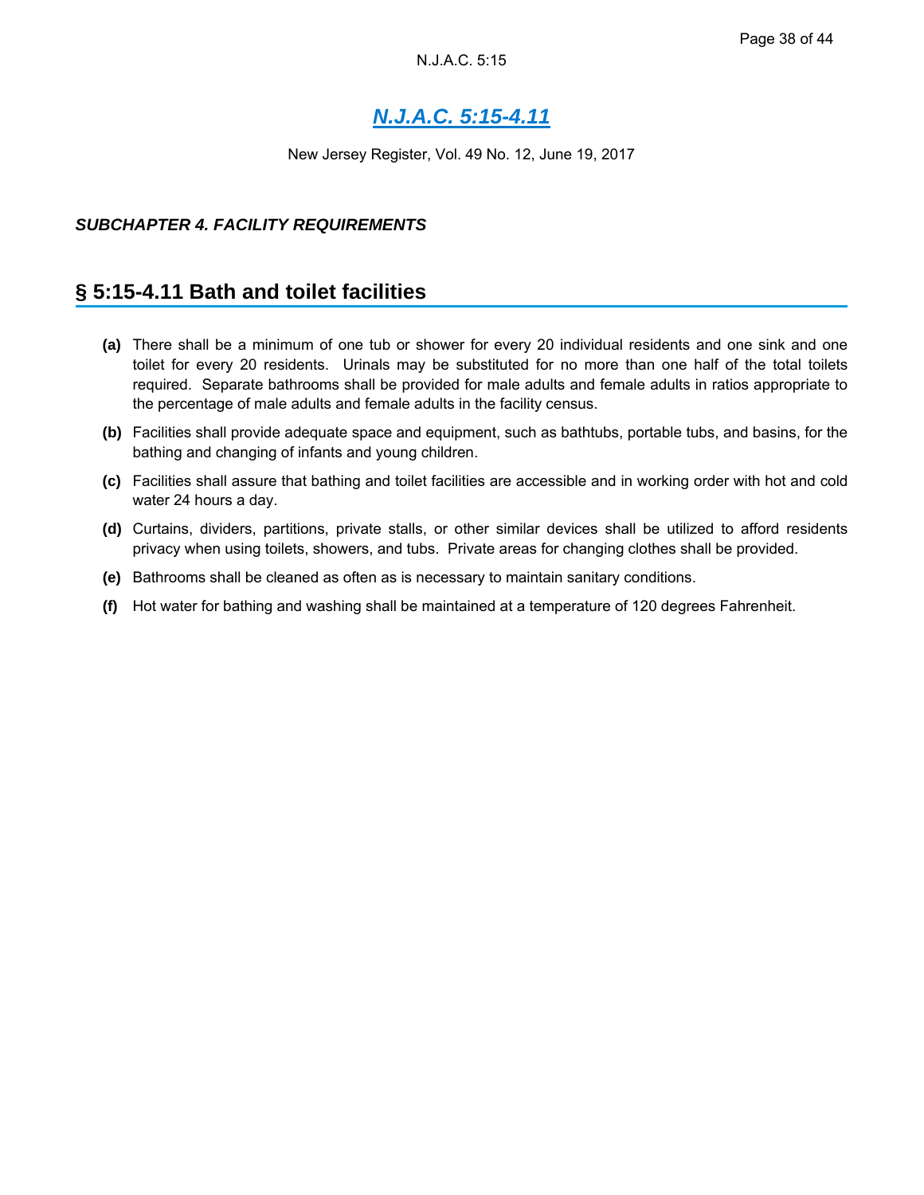## *N.J.A.C. 5:15-4.11*

New Jersey Register, Vol. 49 No. 12, June 19, 2017

***SUBCHAPTER 4. FACILITY REQUIREMENTS***

## § 5:15-4.11 Bath and toilet facilities

**(a)** There shall be a minimum of one tub or shower for every 20 individual residents and one sink and one toilet for every 20 residents. Urinals may be substituted for no more than one half of the total toilets required. Separate bathrooms shall be provided for male adults and female adults in ratios appropriate to the percentage of male adults and female adults in the facility census.

**(b)** Facilities shall provide adequate space and equipment, such as bathtubs, portable tubs, and basins, for the bathing and changing of infants and young children.

**(c)** Facilities shall assure that bathing and toilet facilities are accessible and in working order with hot and cold water 24 hours a day.

**(d)** Curtains, dividers, partitions, private stalls, or other similar devices shall be utilized to afford residents privacy when using toilets, showers, and tubs. Private areas for changing clothes shall be provided.

**(e)** Bathrooms shall be cleaned as often as is necessary to maintain sanitary conditions.

**(f)** Hot water for bathing and washing shall be maintained at a temperature of 120 degrees Fahrenheit.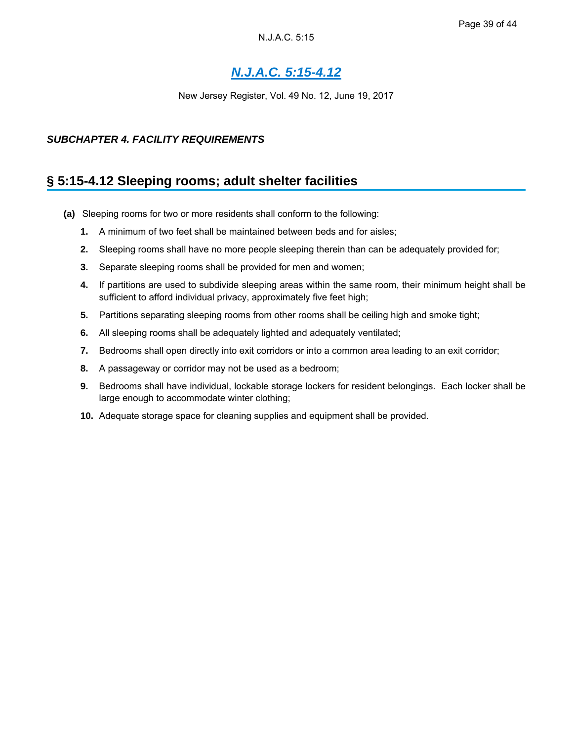# *N.J.A.C. 5:15-4.12*

New Jersey Register, Vol. 49 No. 12, June 19, 2017

***SUBCHAPTER 4. FACILITY REQUIREMENTS***

## § 5:15-4.12 Sleeping rooms; adult shelter facilities

**(a)** Sleeping rooms for two or more residents shall conform to the following:

**1.** A minimum of two feet shall be maintained between beds and for aisles;

**2.** Sleeping rooms shall have no more people sleeping therein than can be adequately provided for;

**3.** Separate sleeping rooms shall be provided for men and women;

**4.** If partitions are used to subdivide sleeping areas within the same room, their minimum height shall be sufficient to afford individual privacy, approximately five feet high;

**5.** Partitions separating sleeping rooms from other rooms shall be ceiling high and smoke tight;

**6.** All sleeping rooms shall be adequately lighted and adequately ventilated;

**7.** Bedrooms shall open directly into exit corridors or into a common area leading to an exit corridor;

**8.** A passageway or corridor may not be used as a bedroom;

**9.** Bedrooms shall have individual, lockable storage lockers for resident belongings. Each locker shall be large enough to accommodate winter clothing;

**10.** Adequate storage space for cleaning supplies and equipment shall be provided.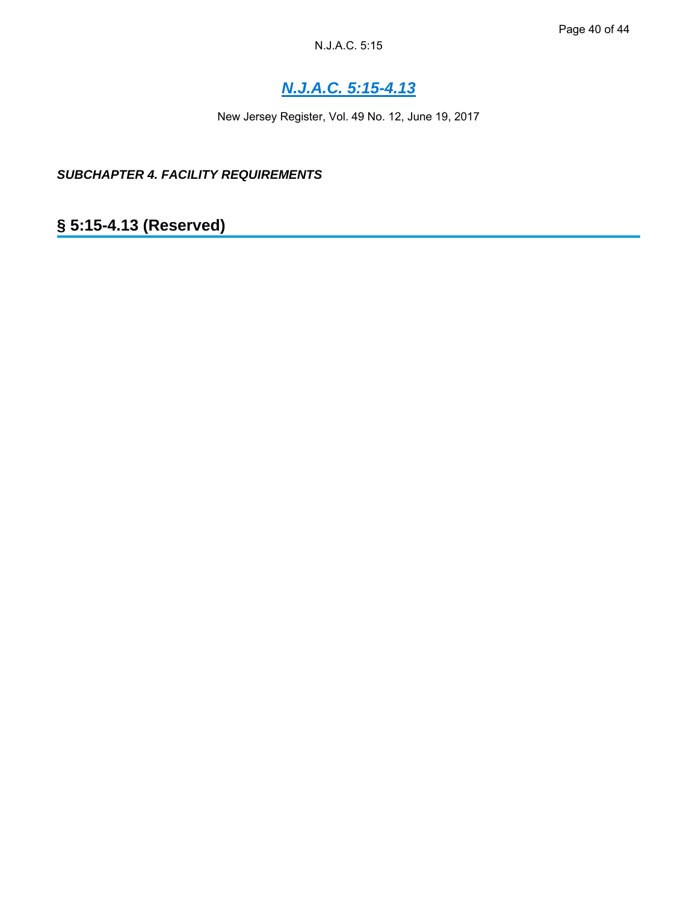# *N.J.A.C. 5:15-4.13*

New Jersey Register, Vol. 49 No. 12, June 19, 2017

***SUBCHAPTER 4. FACILITY REQUIREMENTS***

## § 5:15-4.13 (Reserved)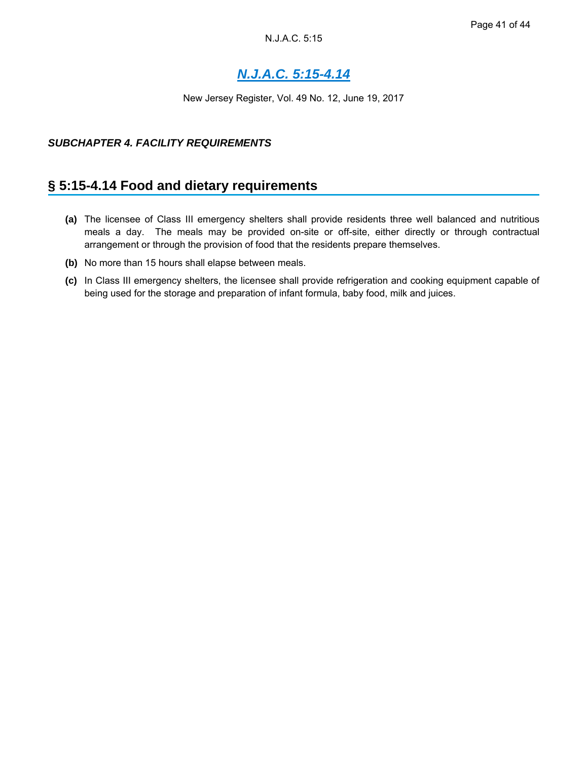# *N.J.A.C. 5:15-4.14*

New Jersey Register, Vol. 49 No. 12, June 19, 2017

***SUBCHAPTER 4. FACILITY REQUIREMENTS***

## § 5:15-4.14 Food and dietary requirements

**(a)** The licensee of Class III emergency shelters shall provide residents three well balanced and nutritious meals a day. The meals may be provided on-site or off-site, either directly or through contractual arrangement or through the provision of food that the residents prepare themselves.

**(b)** No more than 15 hours shall elapse between meals.

**(c)** In Class III emergency shelters, the licensee shall provide refrigeration and cooking equipment capable of being used for the storage and preparation of infant formula, baby food, milk and juices.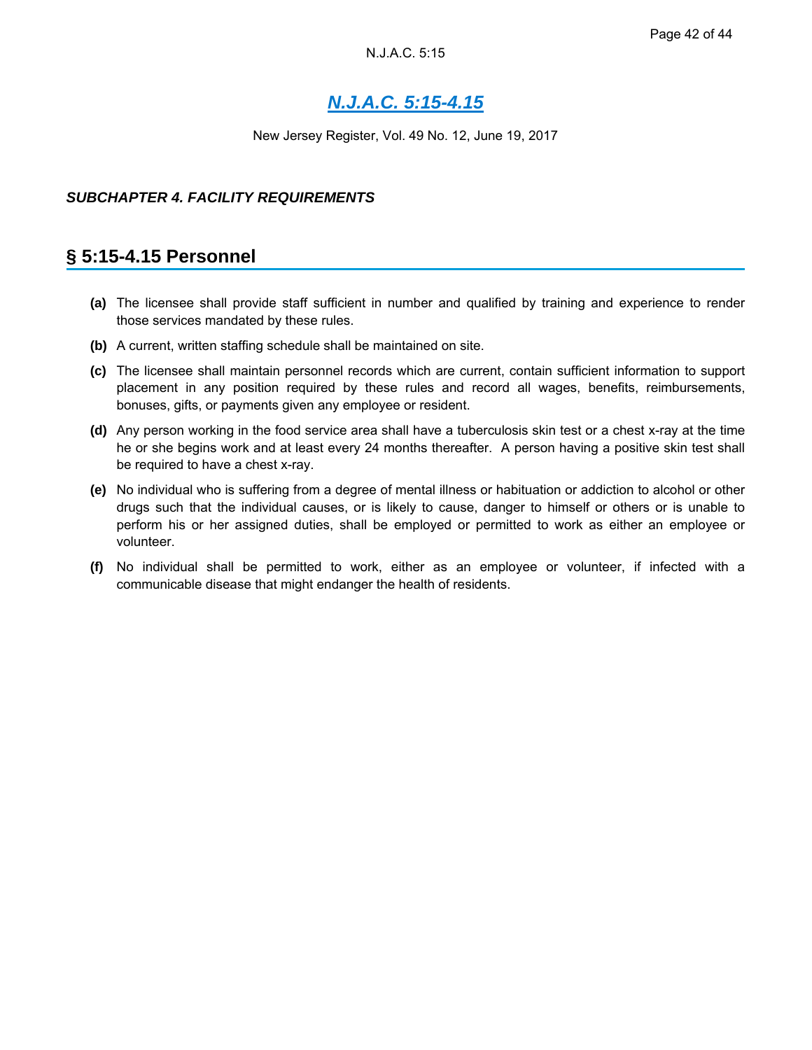# *N.J.A.C. 5:15-4.15*

New Jersey Register, Vol. 49 No. 12, June 19, 2017

***SUBCHAPTER 4. FACILITY REQUIREMENTS***

## § 5:15-4.15 Personnel

**(a)** The licensee shall provide staff sufficient in number and qualified by training and experience to render those services mandated by these rules.

**(b)** A current, written staffing schedule shall be maintained on site.

**(c)** The licensee shall maintain personnel records which are current, contain sufficient information to support placement in any position required by these rules and record all wages, benefits, reimbursements, bonuses, gifts, or payments given any employee or resident.

**(d)** Any person working in the food service area shall have a tuberculosis skin test or a chest x-ray at the time he or she begins work and at least every 24 months thereafter. A person having a positive skin test shall be required to have a chest x-ray.

**(e)** No individual who is suffering from a degree of mental illness or habituation or addiction to alcohol or other drugs such that the individual causes, or is likely to cause, danger to himself or others or is unable to perform his or her assigned duties, shall be employed or permitted to work as either an employee or volunteer.

**(f)** No individual shall be permitted to work, either as an employee or volunteer, if infected with a communicable disease that might endanger the health of residents.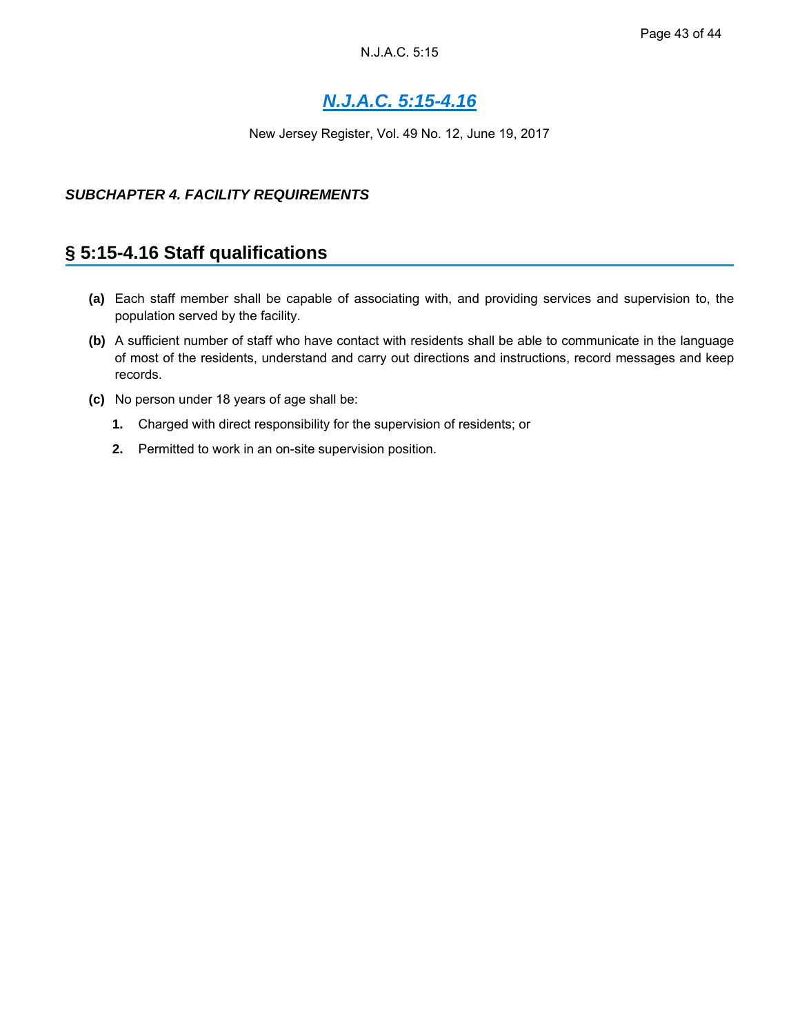# *N.J.A.C. 5:15-4.16*

New Jersey Register, Vol. 49 No. 12, June 19, 2017

***SUBCHAPTER 4. FACILITY REQUIREMENTS***

## § 5:15-4.16 Staff qualifications

**(a)** Each staff member shall be capable of associating with, and providing services and supervision to, the population served by the facility.

**(b)** A sufficient number of staff who have contact with residents shall be able to communicate in the language of most of the residents, understand and carry out directions and instructions, record messages and keep records.

**(c)** No person under 18 years of age shall be:

**1.** Charged with direct responsibility for the supervision of residents; or

**2.** Permitted to work in an on-site supervision position.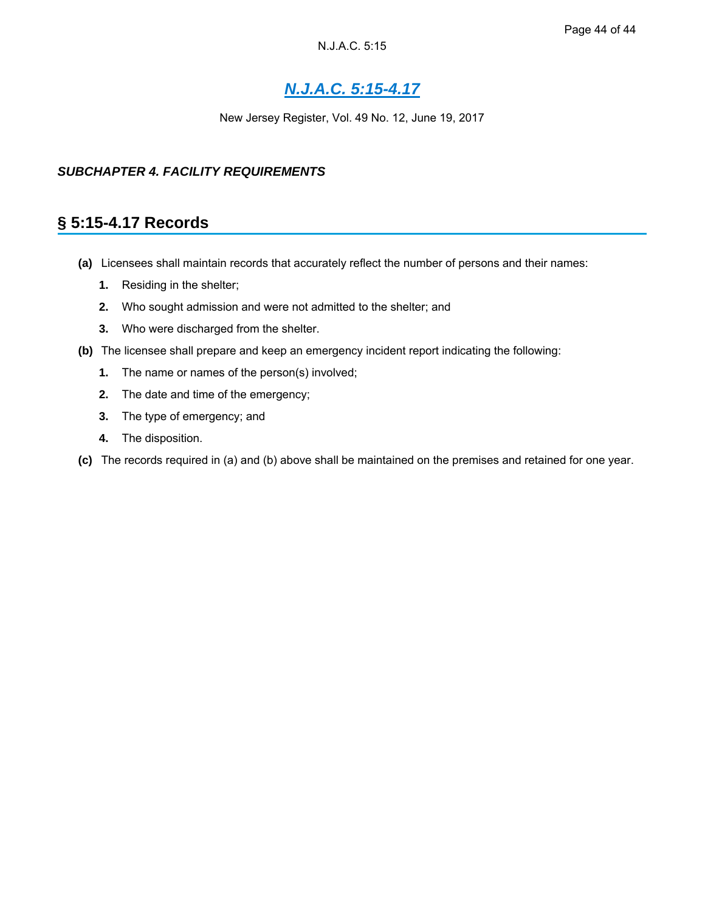# *N.J.A.C. 5:15-4.17*

New Jersey Register, Vol. 49 No. 12, June 19, 2017

***SUBCHAPTER 4. FACILITY REQUIREMENTS***

## § 5:15-4.17 Records

**(a)** Licensees shall maintain records that accurately reflect the number of persons and their names:

**1.** Residing in the shelter;

**2.** Who sought admission and were not admitted to the shelter; and

**3.** Who were discharged from the shelter.

**(b)** The licensee shall prepare and keep an emergency incident report indicating the following:

**1.** The name or names of the person(s) involved;

**2.** The date and time of the emergency;

**3.** The type of emergency; and

**4.** The disposition.

**(c)** The records required in (a) and (b) above shall be maintained on the premises and retained for one year.